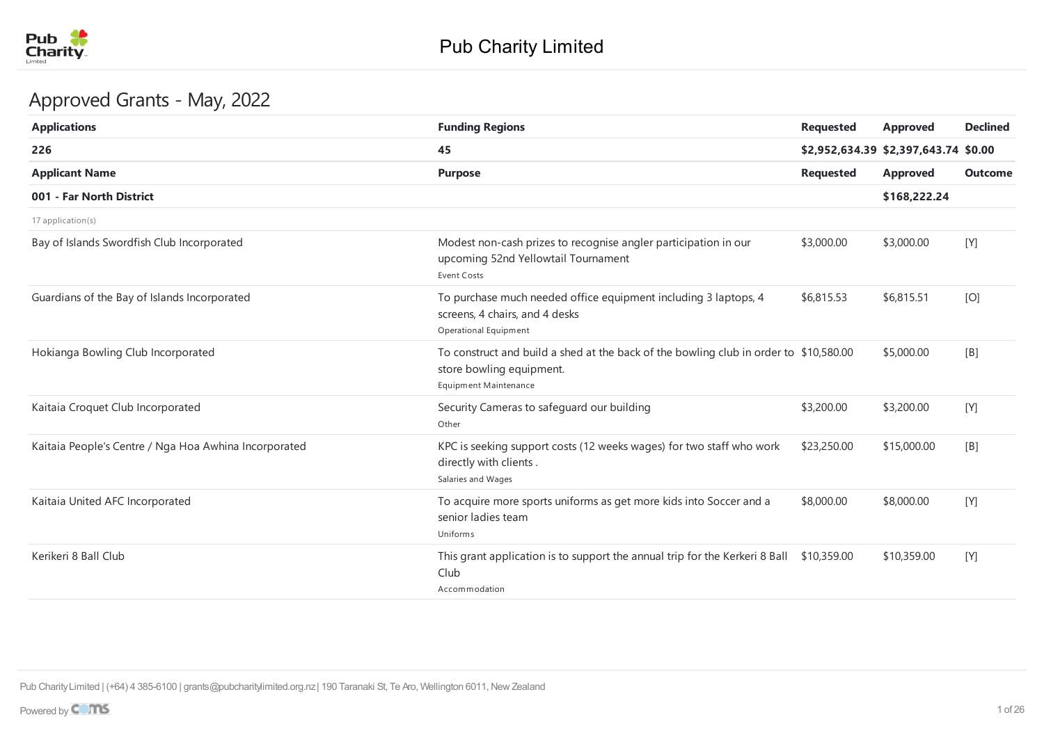# Pub Charity Limited

## Approved Grants - May, 2022

| Applications | Funding Regions | Requested | Approved | Declined |
|---|---|---|---|---|
| **226** | **45** | **$2,952,634.39** | **$2,397,643.74** | **$0.00** |

| Applicant Name | Purpose | Requested | Approved | Outcome |
|---|---|---|---|---|
| **001 - Far North District** | | | **$168,222.24** | |
| 17 application(s) | | | | |
| Bay of Islands Swordfish Club Incorporated | Modest non-cash prizes to recognise angler participation in our upcoming 52nd Yellowtail Tournament<br>Event Costs | $3,000.00 | $3,000.00 | [Y] |
| Guardians of the Bay of Islands Incorporated | To purchase much needed office equipment including 3 laptops, 4 screens, 4 chairs, and 4 desks<br>Operational Equipment | $6,815.53 | $6,815.51 | [O] |
| Hokianga Bowling Club Incorporated | To construct and build a shed at the back of the bowling club in order to store bowling equipment.<br>Equipment Maintenance | $10,580.00 | $5,000.00 | [B] |
| Kaitaia Croquet Club Incorporated | Security Cameras to safeguard our building<br>Other | $3,200.00 | $3,200.00 | [Y] |
| Kaitaia People's Centre / Nga Hoa Awhina Incorporated | KPC is seeking support costs (12 weeks wages) for two staff who work directly with clients .<br>Salaries and Wages | $23,250.00 | $15,000.00 | [B] |
| Kaitaia United AFC Incorporated | To acquire more sports uniforms as get more kids into Soccer and a senior ladies team<br>Uniforms | $8,000.00 | $8,000.00 | [Y] |
| Kerikeri 8 Ball Club | This grant application is to support the annual trip for the Kerkeri 8 Ball Club<br>Accommodation | $10,359.00 | $10,359.00 | [Y] |

Pub Charity Limited | (+64) 4 385-6100 | grants@pubcharitylimited.org.nz | 190 Taranaki St, Te Aro, Wellington 6011, New Zealand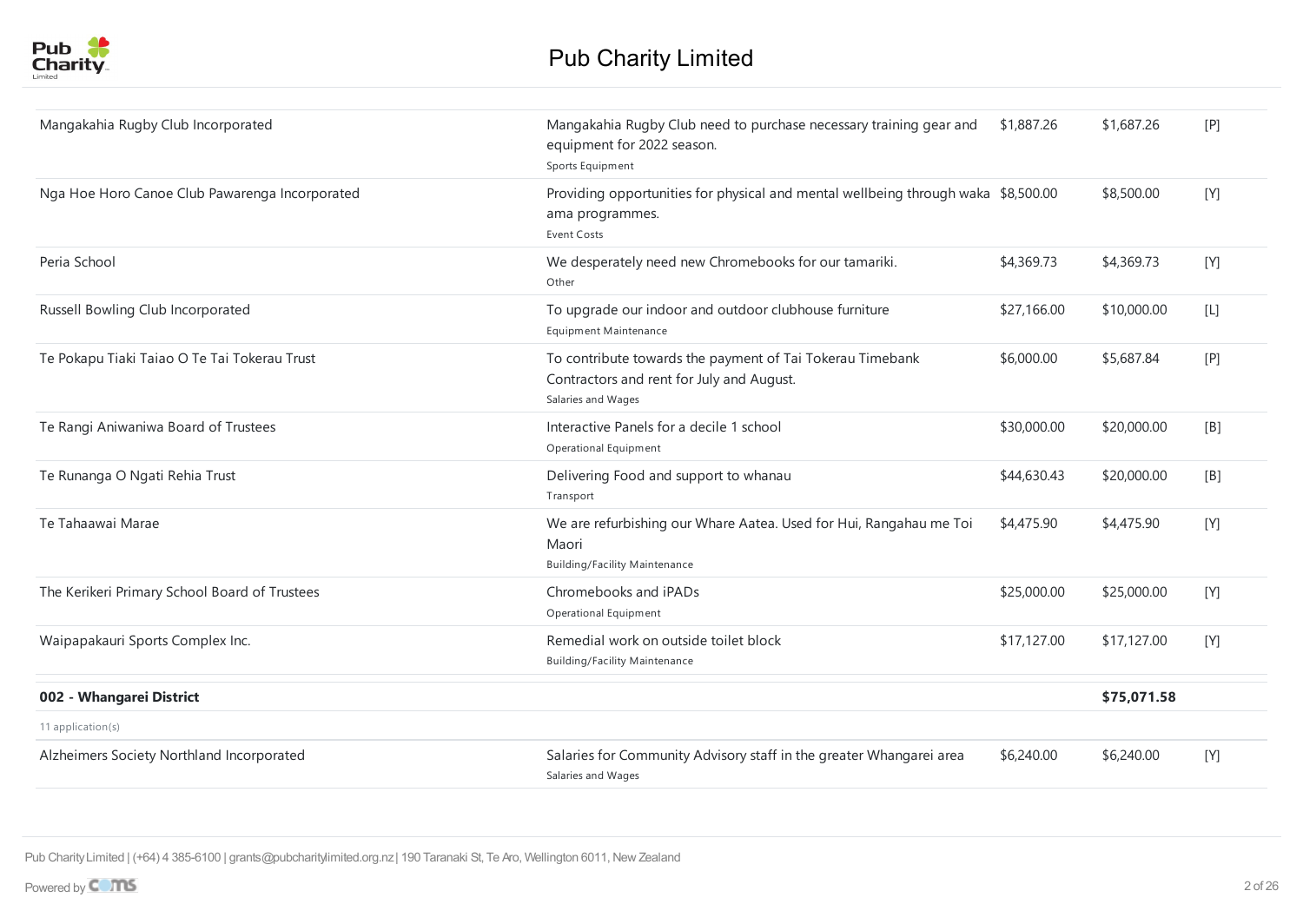| Organisation | Purpose | Requested | Granted | Status |
|---|---|---|---|---|
| Mangakahia Rugby Club Incorporated | Mangakahia Rugby Club need to purchase necessary training gear and equipment for 2022 season.<br>Sports Equipment | $1,887.26 | $1,687.26 | [P] |
| Nga Hoe Horo Canoe Club Pawarenga Incorporated | Providing opportunities for physical and mental wellbeing through waka ama programmes.<br>Event Costs | $8,500.00 | $8,500.00 | [Y] |
| Peria School | We desperately need new Chromebooks for our tamariki.<br>Other | $4,369.73 | $4,369.73 | [Y] |
| Russell Bowling Club Incorporated | To upgrade our indoor and outdoor clubhouse furniture<br>Equipment Maintenance | $27,166.00 | $10,000.00 | [L] |
| Te Pokapu Tiaki Taiao O Te Tai Tokerau Trust | To contribute towards the payment of Tai Tokerau Timebank Contractors and rent for July and August.<br>Salaries and Wages | $6,000.00 | $5,687.84 | [P] |
| Te Rangi Aniwaniwa Board of Trustees | Interactive Panels for a decile 1 school<br>Operational Equipment | $30,000.00 | $20,000.00 | [B] |
| Te Runanga O Ngati Rehia Trust | Delivering Food and support to whanau<br>Transport | $44,630.43 | $20,000.00 | [B] |
| Te Tahaawai Marae | We are refurbishing our Whare Aatea. Used for Hui, Rangahau me Toi Maori<br>Building/Facility Maintenance | $4,475.90 | $4,475.90 | [Y] |
| The Kerikeri Primary School Board of Trustees | Chromebooks and iPADs<br>Operational Equipment | $25,000.00 | $25,000.00 | [Y] |
| Waipapakauri Sports Complex Inc. | Remedial work on outside toilet block<br>Building/Facility Maintenance | $17,127.00 | $17,127.00 | [Y] |

| **002 - Whangarei District** | | | **$75,071.58** | |
|---|---|---|---|---|
| 11 application(s) | | | | |
| Alzheimers Society Northland Incorporated | Salaries for Community Advisory staff in the greater Whangarei area<br>Salaries and Wages | $6,240.00 | $6,240.00 | [Y] |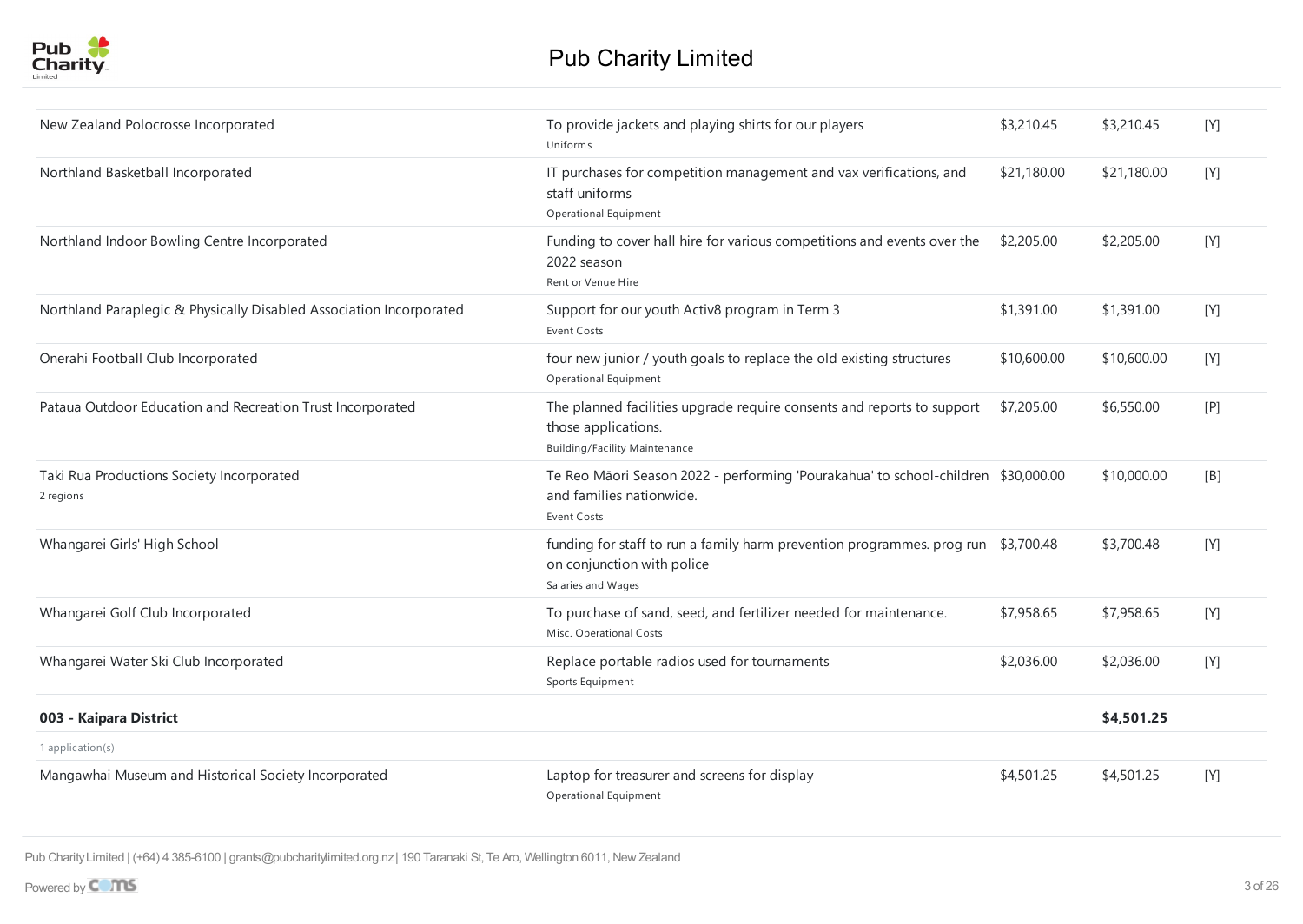| Organisation | Purpose | Requested | Approved | Status |
| --- | --- | --- | --- | --- |
| New Zealand Polocrosse Incorporated | To provide jackets and playing shirts for our players<br>Uniforms | $3,210.45 | $3,210.45 | [Y] |
| Northland Basketball Incorporated | IT purchases for competition management and vax verifications, and staff uniforms<br>Operational Equipment | $21,180.00 | $21,180.00 | [Y] |
| Northland Indoor Bowling Centre Incorporated | Funding to cover hall hire for various competitions and events over the 2022 season<br>Rent or Venue Hire | $2,205.00 | $2,205.00 | [Y] |
| Northland Paraplegic & Physically Disabled Association Incorporated | Support for our youth Activ8 program in Term 3<br>Event Costs | $1,391.00 | $1,391.00 | [Y] |
| Onerahi Football Club Incorporated | four new junior / youth goals to replace the old existing structures<br>Operational Equipment | $10,600.00 | $10,600.00 | [Y] |
| Pataua Outdoor Education and Recreation Trust Incorporated | The planned facilities upgrade require consents and reports to support those applications.<br>Building/Facility Maintenance | $7,205.00 | $6,550.00 | [P] |
| Taki Rua Productions Society Incorporated<br>2 regions | Te Reo Māori Season 2022 - performing 'Pourakahua' to school-children and families nationwide.<br>Event Costs | $30,000.00 | $10,000.00 | [B] |
| Whangarei Girls' High School | funding for staff to run a family harm prevention programmes. prog run on conjunction with police<br>Salaries and Wages | $3,700.48 | $3,700.48 | [Y] |
| Whangarei Golf Club Incorporated | To purchase of sand, seed, and fertilizer needed for maintenance.<br>Misc. Operational Costs | $7,958.65 | $7,958.65 | [Y] |
| Whangarei Water Ski Club Incorporated | Replace portable radios used for tournaments<br>Sports Equipment | $2,036.00 | $2,036.00 | [Y] |
| **003 - Kaipara District** | | | **$4,501.25** | |
| 1 application(s) | | | | |
| Mangawhai Museum and Historical Society Incorporated | Laptop for treasurer and screens for display<br>Operational Equipment | $4,501.25 | $4,501.25 | [Y] |

Pub Charity Limited | (+64) 4 385-6100 | grants@pubcharitylimited.org.nz | 190 Taranaki St, Te Aro, Wellington 6011, New Zealand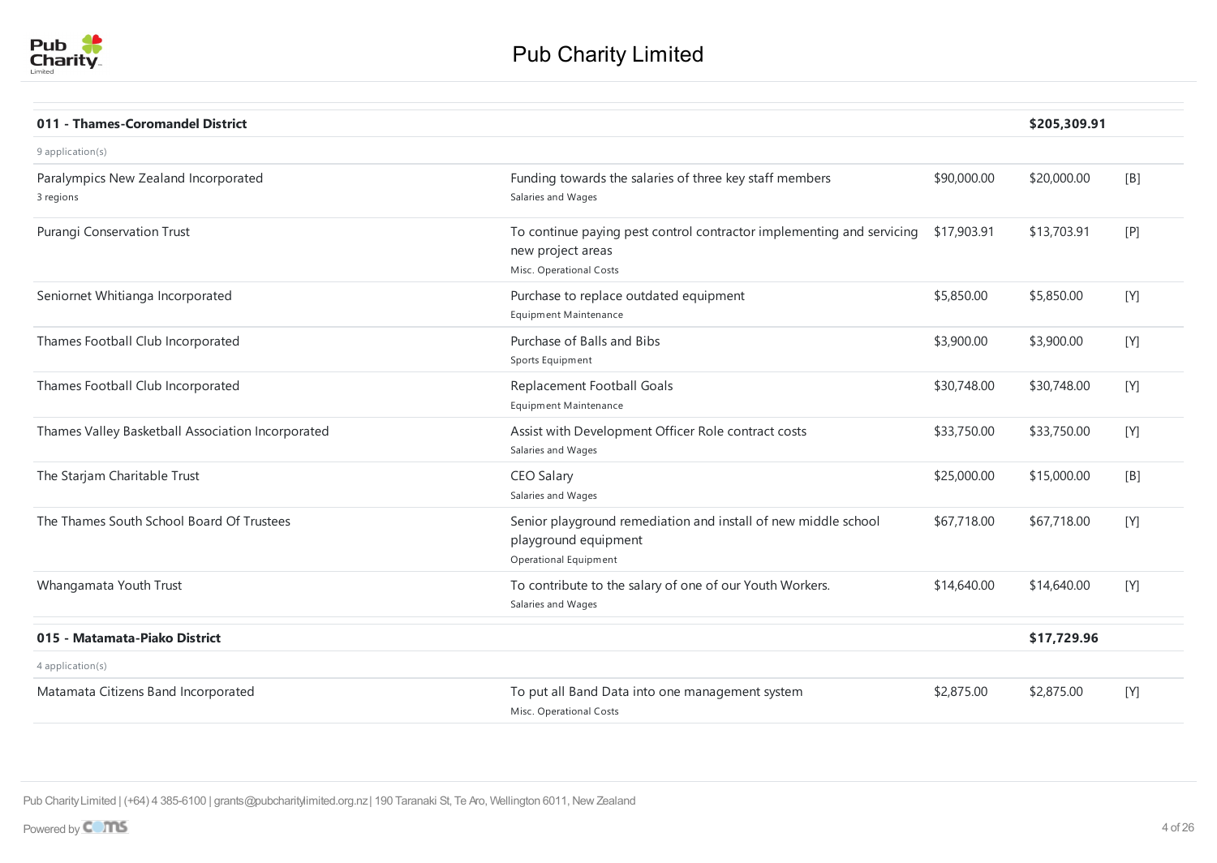| Organisation | Purpose | Requested | Granted | Status |
|---|---|---|---|---|
| **011 - Thames-Coromandel District** | | | **$205,309.91** | |
| 9 application(s) | | | | |
| Paralympics New Zealand Incorporated<br>3 regions | Funding towards the salaries of three key staff members<br>Salaries and Wages | $90,000.00 | $20,000.00 | [B] |
| Purangi Conservation Trust | To continue paying pest control contractor implementing and servicing new project areas<br>Misc. Operational Costs | $17,903.91 | $13,703.91 | [P] |
| Seniornet Whitianga Incorporated | Purchase to replace outdated equipment<br>Equipment Maintenance | $5,850.00 | $5,850.00 | [Y] |
| Thames Football Club Incorporated | Purchase of Balls and Bibs<br>Sports Equipment | $3,900.00 | $3,900.00 | [Y] |
| Thames Football Club Incorporated | Replacement Football Goals<br>Equipment Maintenance | $30,748.00 | $30,748.00 | [Y] |
| Thames Valley Basketball Association Incorporated | Assist with Development Officer Role contract costs<br>Salaries and Wages | $33,750.00 | $33,750.00 | [Y] |
| The Starjam Charitable Trust | CEO Salary<br>Salaries and Wages | $25,000.00 | $15,000.00 | [B] |
| The Thames South School Board Of Trustees | Senior playground remediation and install of new middle school playground equipment<br>Operational Equipment | $67,718.00 | $67,718.00 | [Y] |
| Whangamata Youth Trust | To contribute to the salary of one of our Youth Workers.<br>Salaries and Wages | $14,640.00 | $14,640.00 | [Y] |
| **015 - Matamata-Piako District** | | | **$17,729.96** | |
| 4 application(s) | | | | |
| Matamata Citizens Band Incorporated | To put all Band Data into one management system<br>Misc. Operational Costs | $2,875.00 | $2,875.00 | [Y] |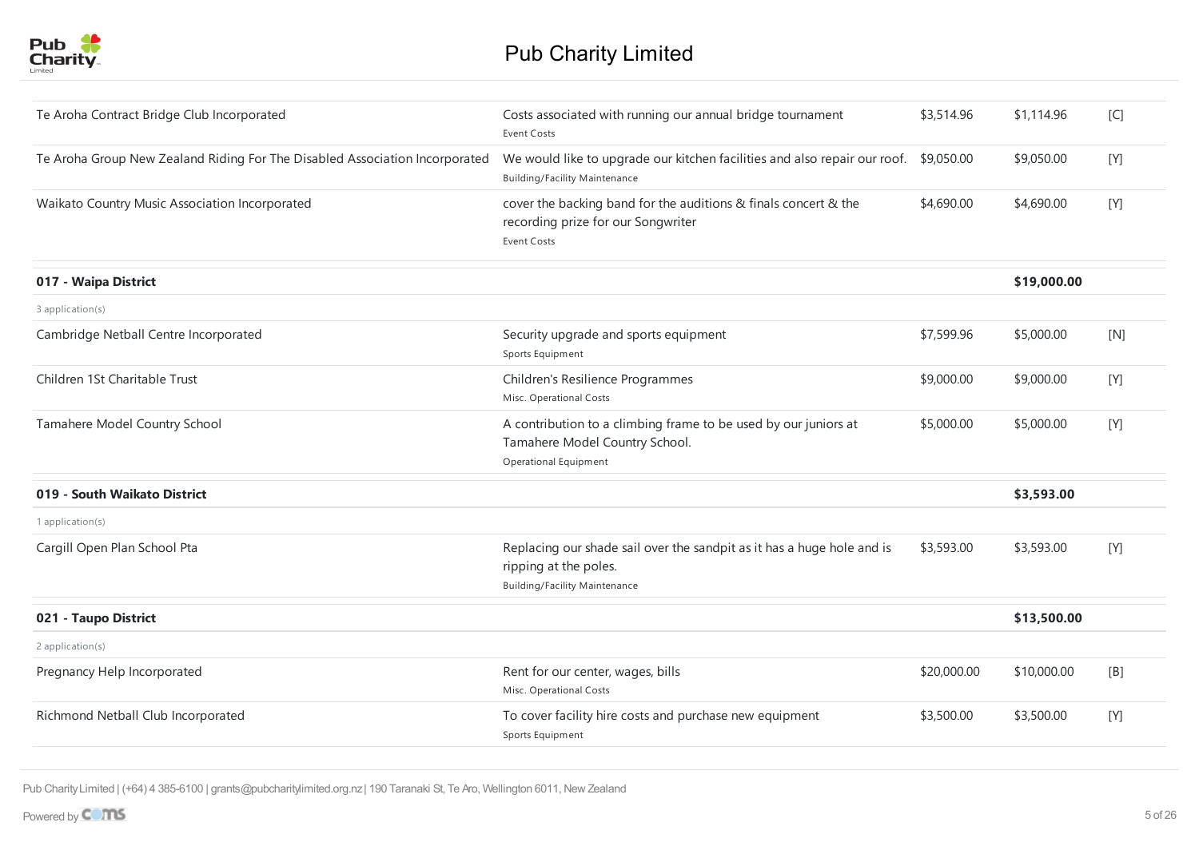| Organisation | Purpose | Requested | Approved | Status |
|---|---|---|---|---|
| Te Aroha Contract Bridge Club Incorporated | Costs associated with running our annual bridge tournament<br>Event Costs | $3,514.96 | $1,114.96 | [C] |
| Te Aroha Group New Zealand Riding For The Disabled Association Incorporated | We would like to upgrade our kitchen facilities and also repair our roof.<br>Building/Facility Maintenance | $9,050.00 | $9,050.00 | [Y] |
| Waikato Country Music Association Incorporated | cover the backing band for the auditions & finals concert & the recording prize for our Songwriter<br>Event Costs | $4,690.00 | $4,690.00 | [Y] |
| **017 - Waipa District** | | | **$19,000.00** | |
| 3 application(s) | | | | |
| Cambridge Netball Centre Incorporated | Security upgrade and sports equipment<br>Sports Equipment | $7,599.96 | $5,000.00 | [N] |
| Children 1St Charitable Trust | Children's Resilience Programmes<br>Misc. Operational Costs | $9,000.00 | $9,000.00 | [Y] |
| Tamahere Model Country School | A contribution to a climbing frame to be used by our juniors at Tamahere Model Country School.<br>Operational Equipment | $5,000.00 | $5,000.00 | [Y] |
| **019 - South Waikato District** | | | **$3,593.00** | |
| 1 application(s) | | | | |
| Cargill Open Plan School Pta | Replacing our shade sail over the sandpit as it has a huge hole and is ripping at the poles.<br>Building/Facility Maintenance | $3,593.00 | $3,593.00 | [Y] |
| **021 - Taupo District** | | | **$13,500.00** | |
| 2 application(s) | | | | |
| Pregnancy Help Incorporated | Rent for our center, wages, bills<br>Misc. Operational Costs | $20,000.00 | $10,000.00 | [B] |
| Richmond Netball Club Incorporated | To cover facility hire costs and purchase new equipment<br>Sports Equipment | $3,500.00 | $3,500.00 | [Y] |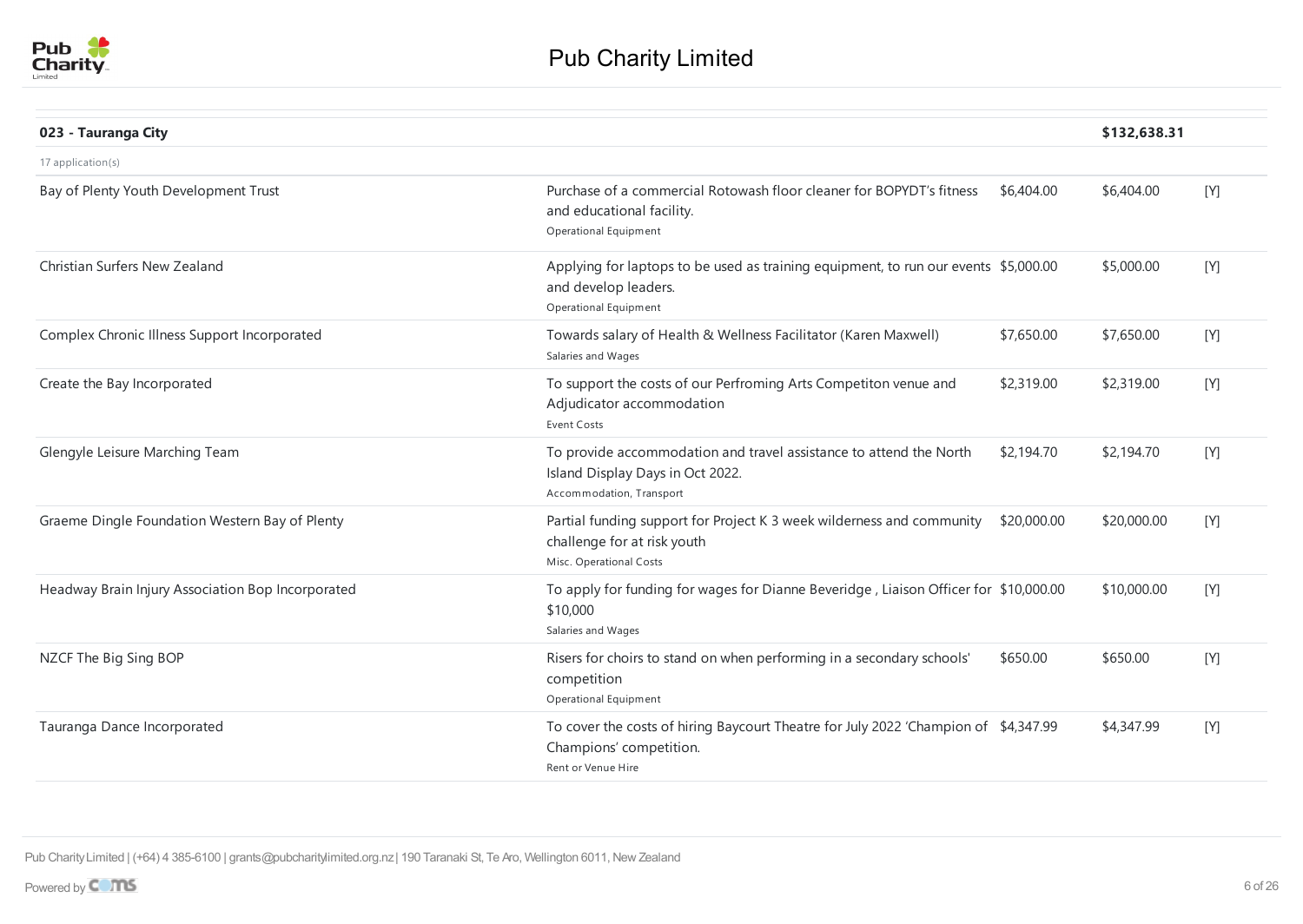# Pub Charity Limited

| **023 - Tauranga City** | | | **$132,638.31** | |
|---|---|---|---|---|
| 17 application(s) | | | | |
| Bay of Plenty Youth Development Trust | Purchase of a commercial Rotowash floor cleaner for BOPYDT's fitness and educational facility. <br> Operational Equipment | $6,404.00 | $6,404.00 | [Y] |
| Christian Surfers New Zealand | Applying for laptops to be used as training equipment, to run our events and develop leaders. <br> Operational Equipment | $5,000.00 | $5,000.00 | [Y] |
| Complex Chronic Illness Support Incorporated | Towards salary of Health & Wellness Facilitator (Karen Maxwell) <br> Salaries and Wages | $7,650.00 | $7,650.00 | [Y] |
| Create the Bay Incorporated | To support the costs of our Perfroming Arts Competiton venue and Adjudicator accommodation <br> Event Costs | $2,319.00 | $2,319.00 | [Y] |
| Glengyle Leisure Marching Team | To provide accommodation and travel assistance to attend the North Island Display Days in Oct 2022. <br> Accommodation, Transport | $2,194.70 | $2,194.70 | [Y] |
| Graeme Dingle Foundation Western Bay of Plenty | Partial funding support for Project K 3 week wilderness and community challenge for at risk youth <br> Misc. Operational Costs | $20,000.00 | $20,000.00 | [Y] |
| Headway Brain Injury Association Bop Incorporated | To apply for funding for wages for Dianne Beveridge , Liaison Officer for $10,000 <br> Salaries and Wages | $10,000.00 | $10,000.00 | [Y] |
| NZCF The Big Sing BOP | Risers for choirs to stand on when performing in a secondary schools' competition <br> Operational Equipment | $650.00 | $650.00 | [Y] |
| Tauranga Dance Incorporated | To cover the costs of hiring Baycourt Theatre for July 2022 'Champion of Champions' competition. <br> Rent or Venue Hire | $4,347.99 | $4,347.99 | [Y] |

Pub Charity Limited | (+64) 4 385-6100 | grants@pubcharitylimited.org.nz | 190 Taranaki St, Te Aro, Wellington 6011, New Zealand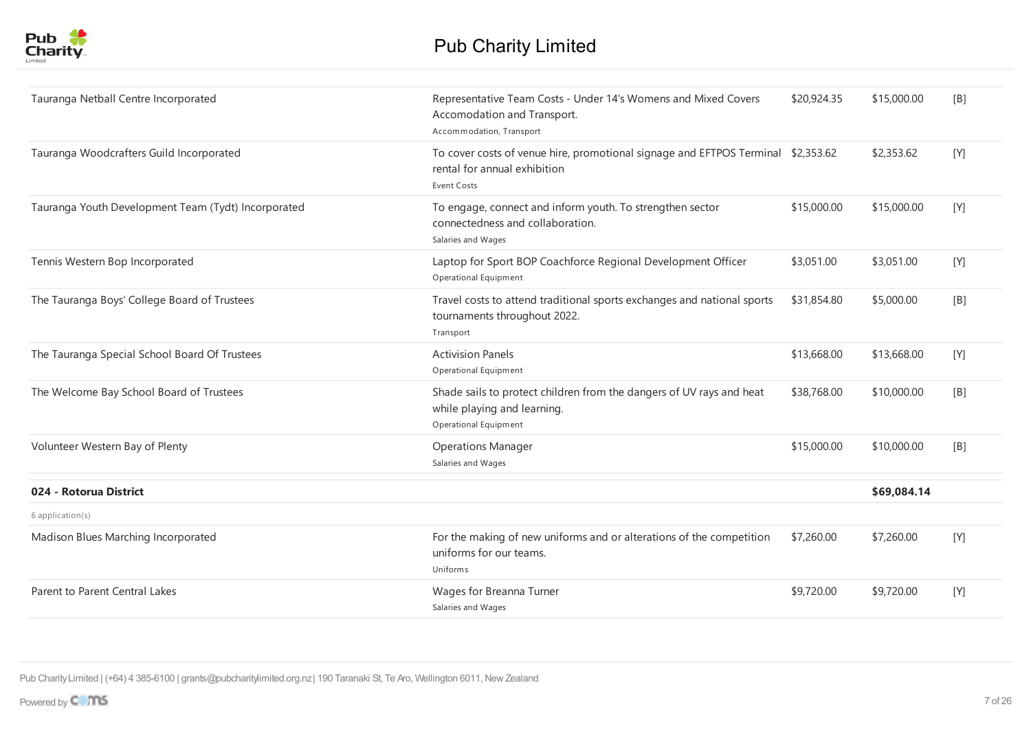| Organisation | Purpose | Requested | Granted | Status |
|---|---|---|---|---|
| Tauranga Netball Centre Incorporated | Representative Team Costs - Under 14's Womens and Mixed Covers Accomodation and Transport.<br>Accommodation, Transport | $20,924.35 | $15,000.00 | [B] |
| Tauranga Woodcrafters Guild Incorporated | To cover costs of venue hire, promotional signage and EFTPOS Terminal rental for annual exhibition<br>Event Costs | $2,353.62 | $2,353.62 | [Y] |
| Tauranga Youth Development Team (Tydt) Incorporated | To engage, connect and inform youth. To strengthen sector connectedness and collaboration.<br>Salaries and Wages | $15,000.00 | $15,000.00 | [Y] |
| Tennis Western Bop Incorporated | Laptop for Sport BOP Coachforce Regional Development Officer<br>Operational Equipment | $3,051.00 | $3,051.00 | [Y] |
| The Tauranga Boys' College Board of Trustees | Travel costs to attend traditional sports exchanges and national sports tournaments throughout 2022.<br>Transport | $31,854.80 | $5,000.00 | [B] |
| The Tauranga Special School Board Of Trustees | Activision Panels<br>Operational Equipment | $13,668.00 | $13,668.00 | [Y] |
| The Welcome Bay School Board of Trustees | Shade sails to protect children from the dangers of UV rays and heat while playing and learning.<br>Operational Equipment | $38,768.00 | $10,000.00 | [B] |
| Volunteer Western Bay of Plenty | Operations Manager<br>Salaries and Wages | $15,000.00 | $10,000.00 | [B] |
| **024 - Rotorua District** | | | **$69,084.14** | |
| 6 application(s) | | | | |
| Madison Blues Marching Incorporated | For the making of new uniforms and or alterations of the competition uniforms for our teams.<br>Uniforms | $7,260.00 | $7,260.00 | [Y] |
| Parent to Parent Central Lakes | Wages for Breanna Turner<br>Salaries and Wages | $9,720.00 | $9,720.00 | [Y] |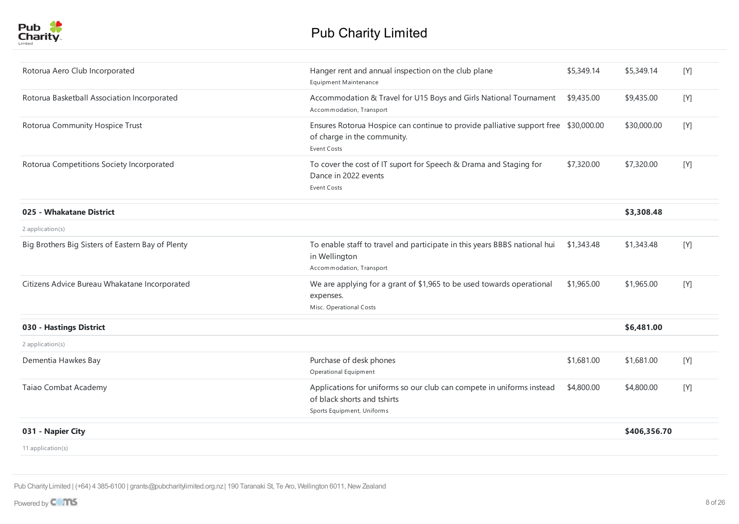| | | | | |
|---|---|---|---|---|
| Rotorua Aero Club Incorporated | Hanger rent and annual inspection on the club plane<br>Equipment Maintenance | $5,349.14 | $5,349.14 | [Y] |
| Rotorua Basketball Association Incorporated | Accommodation & Travel for U15 Boys and Girls National Tournament<br>Accommodation, Transport | $9,435.00 | $9,435.00 | [Y] |
| Rotorua Community Hospice Trust | Ensures Rotorua Hospice can continue to provide palliative support free of charge in the community.<br>Event Costs | $30,000.00 | $30,000.00 | [Y] |
| Rotorua Competitions Society Incorporated | To cover the cost of IT suport for Speech & Drama and Staging for Dance in 2022 events<br>Event Costs | $7,320.00 | $7,320.00 | [Y] |
| **025 - Whakatane District** | | | **$3,308.48** | |
| 2 application(s) | | | | |
| Big Brothers Big Sisters of Eastern Bay of Plenty | To enable staff to travel and participate in this years BBBS national hui in Wellington<br>Accommodation, Transport | $1,343.48 | $1,343.48 | [Y] |
| Citizens Advice Bureau Whakatane Incorporated | We are applying for a grant of $1,965 to be used towards operational expenses.<br>Misc. Operational Costs | $1,965.00 | $1,965.00 | [Y] |
| **030 - Hastings District** | | | **$6,481.00** | |
| 2 application(s) | | | | |
| Dementia Hawkes Bay | Purchase of desk phones<br>Operational Equipment | $1,681.00 | $1,681.00 | [Y] |
| Taiao Combat Academy | Applications for uniforms so our club can compete in uniforms instead of black shorts and tshirts<br>Sports Equipment, Uniforms | $4,800.00 | $4,800.00 | [Y] |
| **031 - Napier City** | | | **$406,356.70** | |
| 11 application(s) | | | | |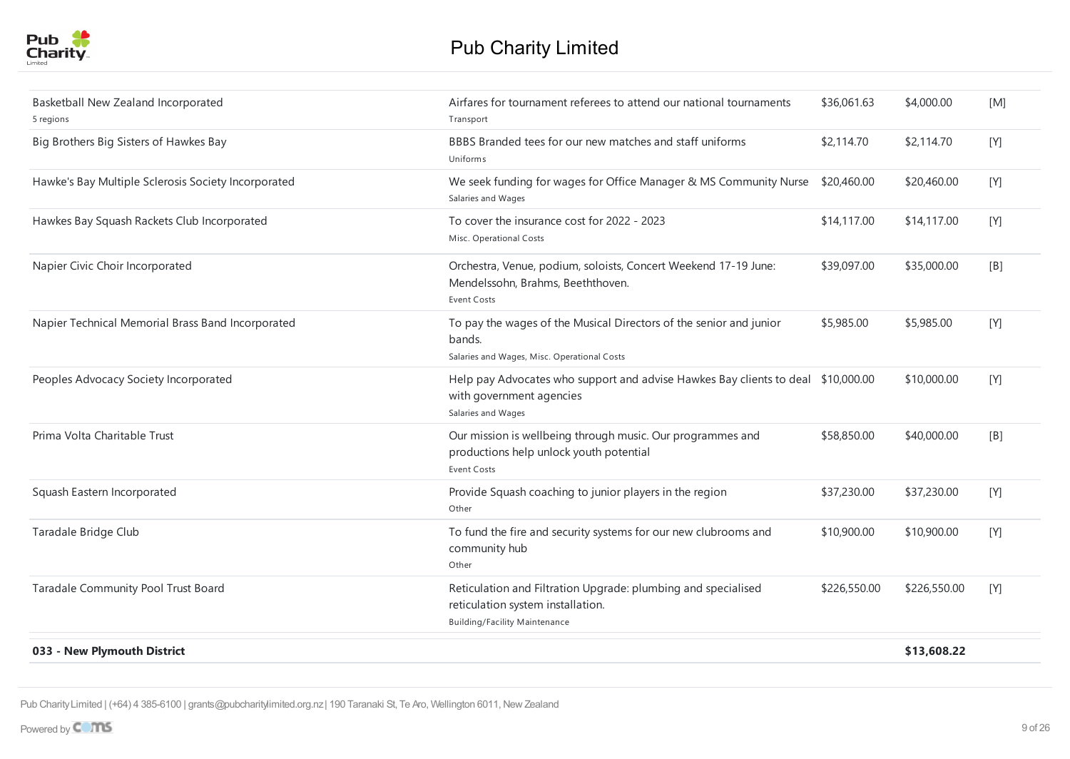# Pub Charity Limited

| Organisation | Purpose | Requested | Granted | Status |
|---|---|---|---|---|
| Basketball New Zealand Incorporated<br>5 regions | Airfares for tournament referees to attend our national tournaments<br>Transport | $36,061.63 | $4,000.00 | [M] |
| Big Brothers Big Sisters of Hawkes Bay | BBBS Branded tees for our new matches and staff uniforms<br>Uniforms | $2,114.70 | $2,114.70 | [Y] |
| Hawke's Bay Multiple Sclerosis Society Incorporated | We seek funding for wages for Office Manager & MS Community Nurse<br>Salaries and Wages | $20,460.00 | $20,460.00 | [Y] |
| Hawkes Bay Squash Rackets Club Incorporated | To cover the insurance cost for 2022 - 2023<br>Misc. Operational Costs | $14,117.00 | $14,117.00 | [Y] |
| Napier Civic Choir Incorporated | Orchestra, Venue, podium, soloists, Concert Weekend 17-19 June: Mendelssohn, Brahms, Beeththoven.<br>Event Costs | $39,097.00 | $35,000.00 | [B] |
| Napier Technical Memorial Brass Band Incorporated | To pay the wages of the Musical Directors of the senior and junior bands.<br>Salaries and Wages, Misc. Operational Costs | $5,985.00 | $5,985.00 | [Y] |
| Peoples Advocacy Society Incorporated | Help pay Advocates who support and advise Hawkes Bay clients to deal with government agencies<br>Salaries and Wages | $10,000.00 | $10,000.00 | [Y] |
| Prima Volta Charitable Trust | Our mission is wellbeing through music. Our programmes and productions help unlock youth potential<br>Event Costs | $58,850.00 | $40,000.00 | [B] |
| Squash Eastern Incorporated | Provide Squash coaching to junior players in the region<br>Other | $37,230.00 | $37,230.00 | [Y] |
| Taradale Bridge Club | To fund the fire and security systems for our new clubrooms and community hub<br>Other | $10,900.00 | $10,900.00 | [Y] |
| Taradale Community Pool Trust Board | Reticulation and Filtration Upgrade: plumbing and specialised reticulation system installation.<br>Building/Facility Maintenance | $226,550.00 | $226,550.00 | [Y] |
| **033 - New Plymouth District** | | | **$13,608.22** | |

Pub Charity Limited | (+64) 4 385-6100 | grants@pubcharitylimited.org.nz | 190 Taranaki St, Te Aro, Wellington 6011, New Zealand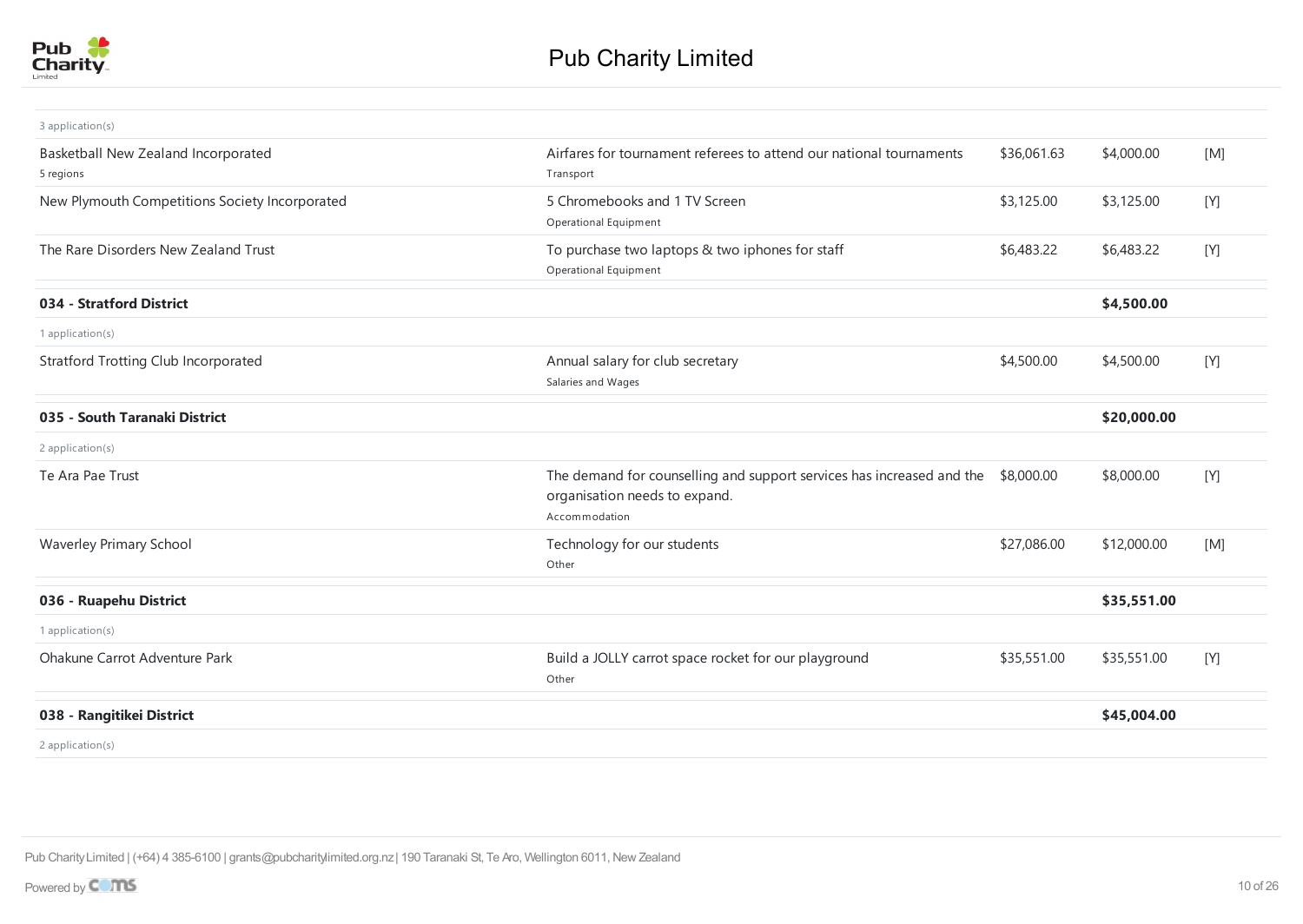| Organisation | Purpose | Requested | Granted | |
|---|---|---|---|---|
| 3 application(s) | | | | |
| Basketball New Zealand Incorporated<br>5 regions | Airfares for tournament referees to attend our national tournaments<br>Transport | $36,061.63 | $4,000.00 | [M] |
| New Plymouth Competitions Society Incorporated | 5 Chromebooks and 1 TV Screen<br>Operational Equipment | $3,125.00 | $3,125.00 | [Y] |
| The Rare Disorders New Zealand Trust | To purchase two laptops & two iphones for staff<br>Operational Equipment | $6,483.22 | $6,483.22 | [Y] |
| **034 - Stratford District** | | | **$4,500.00** | |
| 1 application(s) | | | | |
| Stratford Trotting Club Incorporated | Annual salary for club secretary<br>Salaries and Wages | $4,500.00 | $4,500.00 | [Y] |
| **035 - South Taranaki District** | | | **$20,000.00** | |
| 2 application(s) | | | | |
| Te Ara Pae Trust | The demand for counselling and support services has increased and the organisation needs to expand.<br>Accommodation | $8,000.00 | $8,000.00 | [Y] |
| Waverley Primary School | Technology for our students<br>Other | $27,086.00 | $12,000.00 | [M] |
| **036 - Ruapehu District** | | | **$35,551.00** | |
| 1 application(s) | | | | |
| Ohakune Carrot Adventure Park | Build a JOLLY carrot space rocket for our playground<br>Other | $35,551.00 | $35,551.00 | [Y] |
| **038 - Rangitikei District** | | | **$45,004.00** | |
| 2 application(s) | | | | |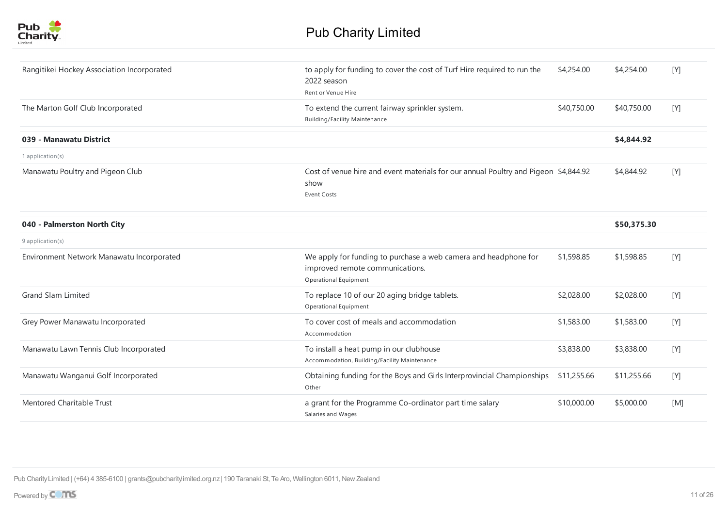| Organisation | Purpose | Requested | Granted | Status |
|---|---|---|---|---|
| Rangitikei Hockey Association Incorporated | to apply for funding to cover the cost of Turf Hire required to run the 2022 season<br>Rent or Venue Hire | $4,254.00 | $4,254.00 | [Y] |
| The Marton Golf Club Incorporated | To extend the current fairway sprinkler system.<br>Building/Facility Maintenance | $40,750.00 | $40,750.00 | [Y] |
| **039 - Manawatu District** | | | **$4,844.92** | |
| 1 application(s) | | | | |
| Manawatu Poultry and Pigeon Club | Cost of venue hire and event materials for our annual Poultry and Pigeon show<br>Event Costs | $4,844.92 | $4,844.92 | [Y] |
| **040 - Palmerston North City** | | | **$50,375.30** | |
| 9 application(s) | | | | |
| Environment Network Manawatu Incorporated | We apply for funding to purchase a web camera and headphone for improved remote communications.<br>Operational Equipment | $1,598.85 | $1,598.85 | [Y] |
| Grand Slam Limited | To replace 10 of our 20 aging bridge tablets.<br>Operational Equipment | $2,028.00 | $2,028.00 | [Y] |
| Grey Power Manawatu Incorporated | To cover cost of meals and accommodation<br>Accommodation | $1,583.00 | $1,583.00 | [Y] |
| Manawatu Lawn Tennis Club Incorporated | To install a heat pump in our clubhouse<br>Accommodation, Building/Facility Maintenance | $3,838.00 | $3,838.00 | [Y] |
| Manawatu Wanganui Golf Incorporated | Obtaining funding for the Boys and Girls Interprovincial Championships<br>Other | $11,255.66 | $11,255.66 | [Y] |
| Mentored Charitable Trust | a grant for the Programme Co-ordinator part time salary<br>Salaries and Wages | $10,000.00 | $5,000.00 | [M] |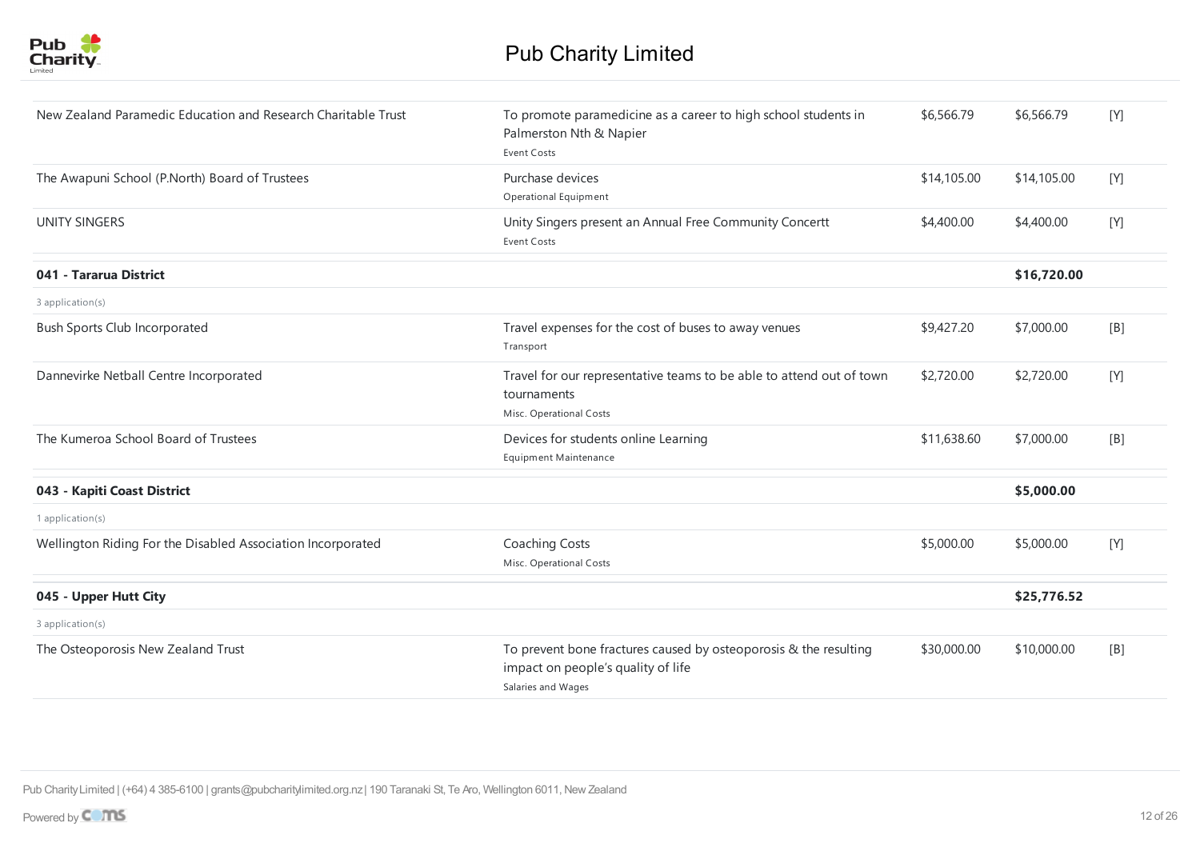# Pub Charity Limited

| Organisation | Purpose | Requested | Granted | Status |
|---|---|---|---|---|
| New Zealand Paramedic Education and Research Charitable Trust | To promote paramedicine as a career to high school students in Palmerston Nth & Napier<br>Event Costs | $6,566.79 | $6,566.79 | [Y] |
| The Awapuni School (P.North) Board of Trustees | Purchase devices<br>Operational Equipment | $14,105.00 | $14,105.00 | [Y] |
| UNITY SINGERS | Unity Singers present an Annual Free Community Concertt<br>Event Costs | $4,400.00 | $4,400.00 | [Y] |
| **041 - Tararua District** | | | **$16,720.00** | |
| 3 application(s) | | | | |
| Bush Sports Club Incorporated | Travel expenses for the cost of buses to away venues<br>Transport | $9,427.20 | $7,000.00 | [B] |
| Dannevirke Netball Centre Incorporated | Travel for our representative teams to be able to attend out of town tournaments<br>Misc. Operational Costs | $2,720.00 | $2,720.00 | [Y] |
| The Kumeroa School Board of Trustees | Devices for students online Learning<br>Equipment Maintenance | $11,638.60 | $7,000.00 | [B] |
| **043 - Kapiti Coast District** | | | **$5,000.00** | |
| 1 application(s) | | | | |
| Wellington Riding For the Disabled Association Incorporated | Coaching Costs<br>Misc. Operational Costs | $5,000.00 | $5,000.00 | [Y] |
| **045 - Upper Hutt City** | | | **$25,776.52** | |
| 3 application(s) | | | | |
| The Osteoporosis New Zealand Trust | To prevent bone fractures caused by osteoporosis & the resulting impact on people's quality of life<br>Salaries and Wages | $30,000.00 | $10,000.00 | [B] |

Pub Charity Limited | (+64) 4 385-6100 | grants@pubcharitylimited.org.nz | 190 Taranaki St, Te Aro, Wellington 6011, New Zealand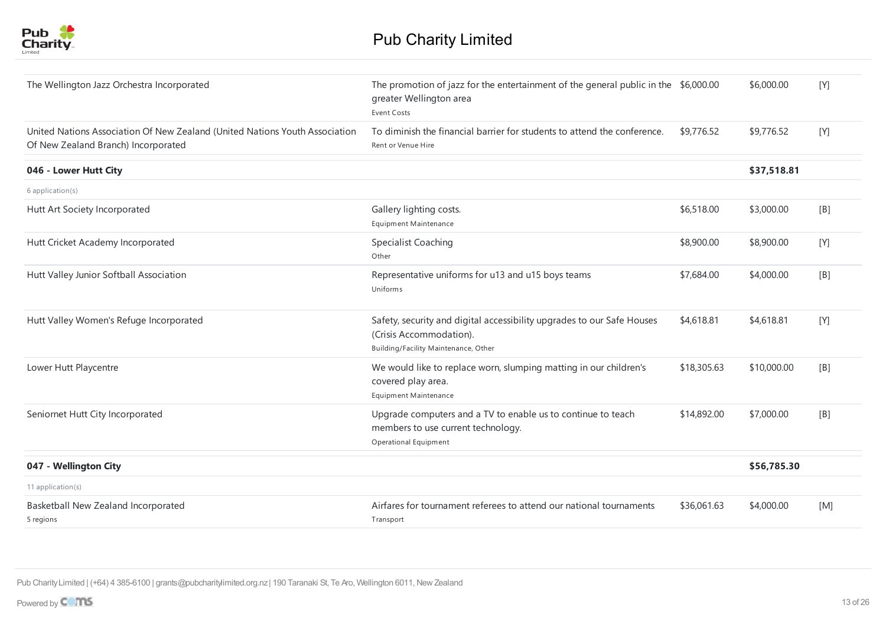| | | | | |
|---|---|---|---|---|
| The Wellington Jazz Orchestra Incorporated | The promotion of jazz for the entertainment of the general public in the greater Wellington area<br>Event Costs | $6,000.00 | $6,000.00 | [Y] |
| United Nations Association Of New Zealand (United Nations Youth Association Of New Zealand Branch) Incorporated | To diminish the financial barrier for students to attend the conference.<br>Rent or Venue Hire | $9,776.52 | $9,776.52 | [Y] |
| **046 - Lower Hutt City** | | | **$37,518.81** | |
| 6 application(s) | | | | |
| Hutt Art Society Incorporated | Gallery lighting costs.<br>Equipment Maintenance | $6,518.00 | $3,000.00 | [B] |
| Hutt Cricket Academy Incorporated | Specialist Coaching<br>Other | $8,900.00 | $8,900.00 | [Y] |
| Hutt Valley Junior Softball Association | Representative uniforms for u13 and u15 boys teams<br>Uniforms | $7,684.00 | $4,000.00 | [B] |
| Hutt Valley Women's Refuge Incorporated | Safety, security and digital accessibility upgrades to our Safe Houses (Crisis Accommodation).<br>Building/Facility Maintenance, Other | $4,618.81 | $4,618.81 | [Y] |
| Lower Hutt Playcentre | We would like to replace worn, slumping matting in our children's covered play area.<br>Equipment Maintenance | $18,305.63 | $10,000.00 | [B] |
| Seniornet Hutt City Incorporated | Upgrade computers and a TV to enable us to continue to teach members to use current technology.<br>Operational Equipment | $14,892.00 | $7,000.00 | [B] |
| **047 - Wellington City** | | | **$56,785.30** | |
| 11 application(s) | | | | |
| Basketball New Zealand Incorporated<br>5 regions | Airfares for tournament referees to attend our national tournaments<br>Transport | $36,061.63 | $4,000.00 | [M] |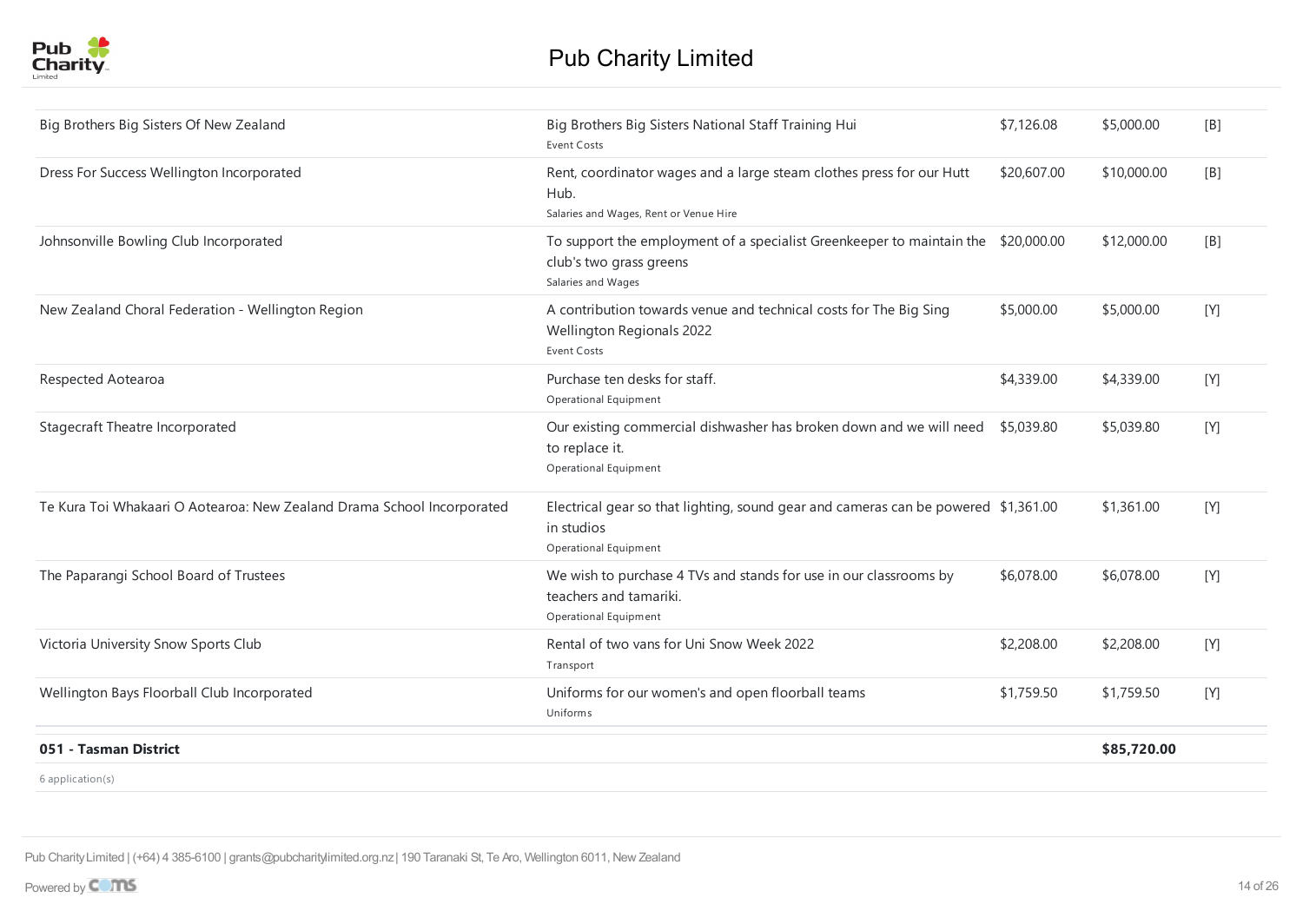| | | | | |
|---|---|---|---|---|
| Big Brothers Big Sisters Of New Zealand | Big Brothers Big Sisters National Staff Training Hui<br>Event Costs | $7,126.08 | $5,000.00 | [B] |
| Dress For Success Wellington Incorporated | Rent, coordinator wages and a large steam clothes press for our Hutt Hub.<br>Salaries and Wages, Rent or Venue Hire | $20,607.00 | $10,000.00 | [B] |
| Johnsonville Bowling Club Incorporated | To support the employment of a specialist Greenkeeper to maintain the club's two grass greens<br>Salaries and Wages | $20,000.00 | $12,000.00 | [B] |
| New Zealand Choral Federation - Wellington Region | A contribution towards venue and technical costs for The Big Sing Wellington Regionals 2022<br>Event Costs | $5,000.00 | $5,000.00 | [Y] |
| Respected Aotearoa | Purchase ten desks for staff.<br>Operational Equipment | $4,339.00 | $4,339.00 | [Y] |
| Stagecraft Theatre Incorporated | Our existing commercial dishwasher has broken down and we will need to replace it.<br>Operational Equipment | $5,039.80 | $5,039.80 | [Y] |
| Te Kura Toi Whakaari O Aotearoa: New Zealand Drama School Incorporated | Electrical gear so that lighting, sound gear and cameras can be powered in studios<br>Operational Equipment | $1,361.00 | $1,361.00 | [Y] |
| The Paparangi School Board of Trustees | We wish to purchase 4 TVs and stands for use in our classrooms by teachers and tamariki.<br>Operational Equipment | $6,078.00 | $6,078.00 | [Y] |
| Victoria University Snow Sports Club | Rental of two vans for Uni Snow Week 2022<br>Transport | $2,208.00 | $2,208.00 | [Y] |
| Wellington Bays Floorball Club Incorporated | Uniforms for our women's and open floorball teams<br>Uniforms | $1,759.50 | $1,759.50 | [Y] |

| | | | | |
|---|---|---|---|---|
| **051 - Tasman District** | | | **$85,720.00** | |
| 6 application(s) | | | | |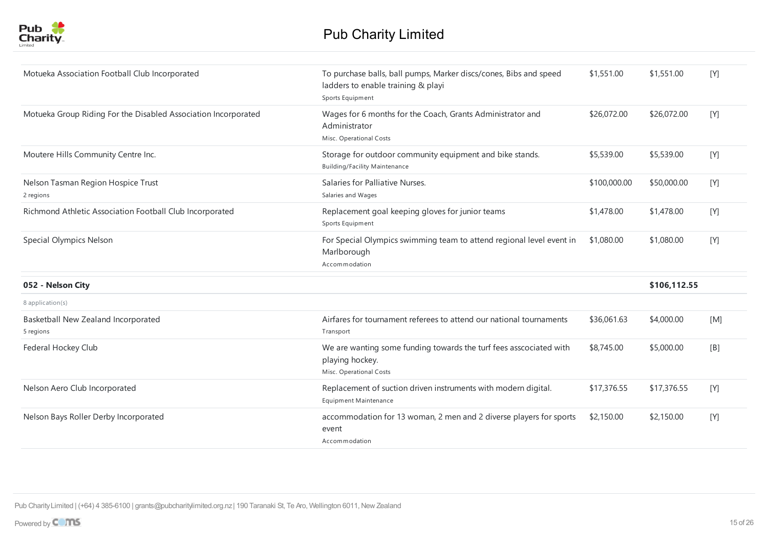| | | | | |
|---|---|---|---|---|
| Motueka Association Football Club Incorporated | To purchase balls, ball pumps, Marker discs/cones, Bibs and speed ladders to enable training & playi<br>Sports Equipment | $1,551.00 | $1,551.00 | [Y] |
| Motueka Group Riding For the Disabled Association Incorporated | Wages for 6 months for the Coach, Grants Administrator and Administrator<br>Misc. Operational Costs | $26,072.00 | $26,072.00 | [Y] |
| Moutere Hills Community Centre Inc. | Storage for outdoor community equipment and bike stands.<br>Building/Facility Maintenance | $5,539.00 | $5,539.00 | [Y] |
| Nelson Tasman Region Hospice Trust<br>2 regions | Salaries for Palliative Nurses.<br>Salaries and Wages | $100,000.00 | $50,000.00 | [Y] |
| Richmond Athletic Association Football Club Incorporated | Replacement goal keeping gloves for junior teams<br>Sports Equipment | $1,478.00 | $1,478.00 | [Y] |
| Special Olympics Nelson | For Special Olympics swimming team to attend regional level event in Marlborough<br>Accommodation | $1,080.00 | $1,080.00 | [Y] |
| **052 - Nelson City** | | | **$106,112.55** | |
| 8 application(s) | | | | |
| Basketball New Zealand Incorporated<br>5 regions | Airfares for tournament referees to attend our national tournaments<br>Transport | $36,061.63 | $4,000.00 | [M] |
| Federal Hockey Club | We are wanting some funding towards the turf fees asscociated with playing hockey.<br>Misc. Operational Costs | $8,745.00 | $5,000.00 | [B] |
| Nelson Aero Club Incorporated | Replacement of suction driven instruments with modern digital.<br>Equipment Maintenance | $17,376.55 | $17,376.55 | [Y] |
| Nelson Bays Roller Derby Incorporated | accommodation for 13 woman, 2 men and 2 diverse players for sports event<br>Accommodation | $2,150.00 | $2,150.00 | [Y] |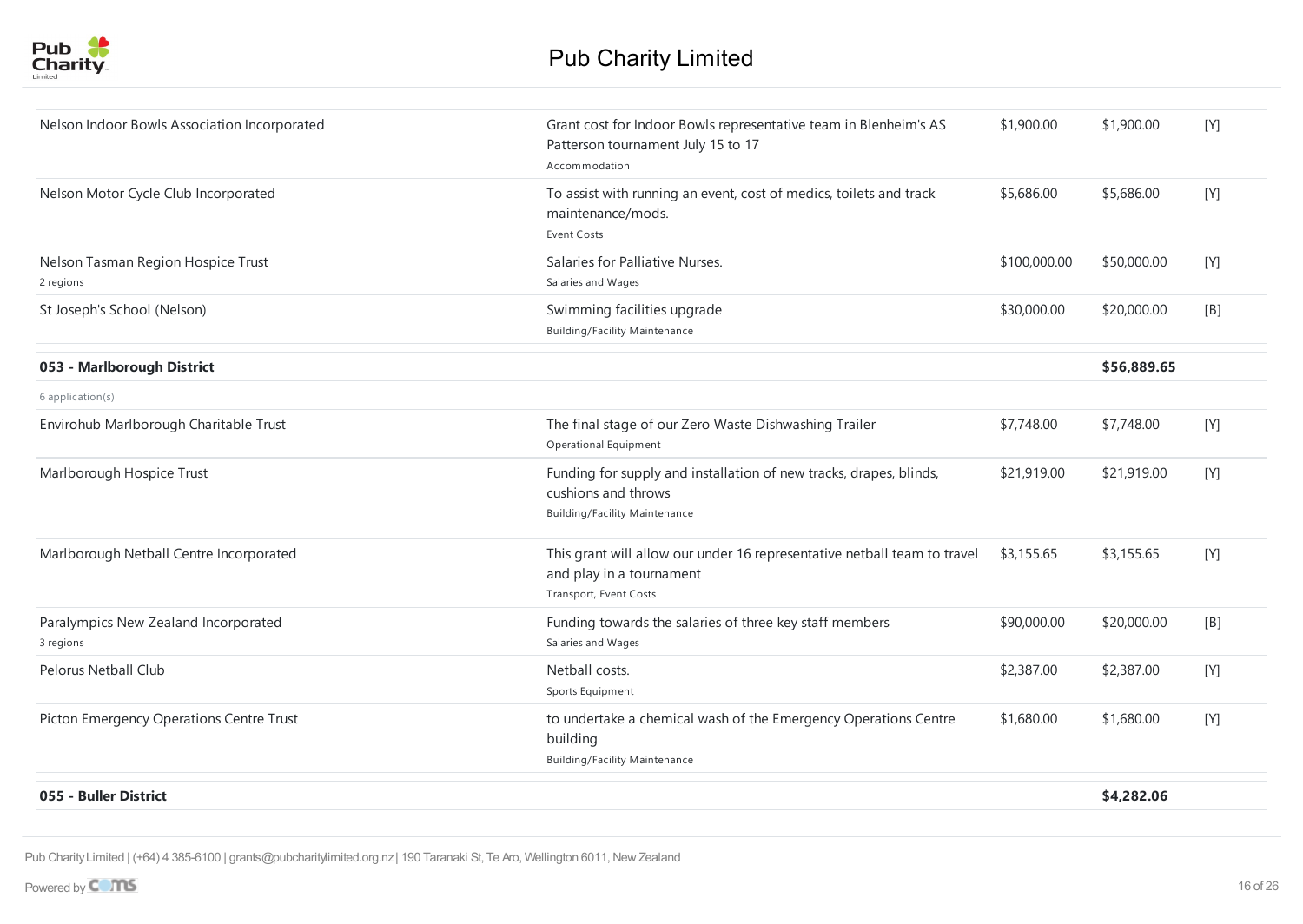| Organisation | Purpose | Requested | Granted | Status |
|---|---|---|---|---|
| Nelson Indoor Bowls Association Incorporated | Grant cost for Indoor Bowls representative team in Blenheim's AS Patterson tournament July 15 to 17<br>Accommodation | $1,900.00 | $1,900.00 | [Y] |
| Nelson Motor Cycle Club Incorporated | To assist with running an event, cost of medics, toilets and track maintenance/mods.<br>Event Costs | $5,686.00 | $5,686.00 | [Y] |
| Nelson Tasman Region Hospice Trust<br>2 regions | Salaries for Palliative Nurses.<br>Salaries and Wages | $100,000.00 | $50,000.00 | [Y] |
| St Joseph's School (Nelson) | Swimming facilities upgrade<br>Building/Facility Maintenance | $30,000.00 | $20,000.00 | [B] |
| **053 - Marlborough District** | | | **$56,889.65** | |
| 6 application(s) | | | | |
| Envirohub Marlborough Charitable Trust | The final stage of our Zero Waste Dishwashing Trailer<br>Operational Equipment | $7,748.00 | $7,748.00 | [Y] |
| Marlborough Hospice Trust | Funding for supply and installation of new tracks, drapes, blinds, cushions and throws<br>Building/Facility Maintenance | $21,919.00 | $21,919.00 | [Y] |
| Marlborough Netball Centre Incorporated | This grant will allow our under 16 representative netball team to travel and play in a tournament<br>Transport, Event Costs | $3,155.65 | $3,155.65 | [Y] |
| Paralympics New Zealand Incorporated<br>3 regions | Funding towards the salaries of three key staff members<br>Salaries and Wages | $90,000.00 | $20,000.00 | [B] |
| Pelorus Netball Club | Netball costs.<br>Sports Equipment | $2,387.00 | $2,387.00 | [Y] |
| Picton Emergency Operations Centre Trust | to undertake a chemical wash of the Emergency Operations Centre building<br>Building/Facility Maintenance | $1,680.00 | $1,680.00 | [Y] |
| **055 - Buller District** | | | **$4,282.06** | |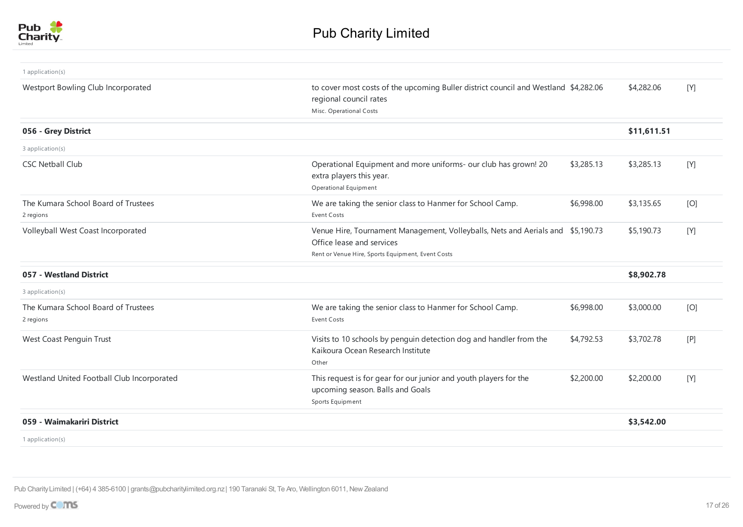| | | | | |
|---|---|---|---|---|
| 1 application(s) | | | | |
| Westport Bowling Club Incorporated | to cover most costs of the upcoming Buller district council and Westland regional council rates<br>Misc. Operational Costs | $4,282.06 | $4,282.06 | [Y] |
| **056 - Grey District** | | | **$11,611.51** | |
| 3 application(s) | | | | |
| CSC Netball Club | Operational Equipment and more uniforms- our club has grown! 20 extra players this year.<br>Operational Equipment | $3,285.13 | $3,285.13 | [Y] |
| The Kumara School Board of Trustees<br>2 regions | We are taking the senior class to Hanmer for School Camp.<br>Event Costs | $6,998.00 | $3,135.65 | [O] |
| Volleyball West Coast Incorporated | Venue Hire, Tournament Management, Volleyballs, Nets and Aerials and Office lease and services<br>Rent or Venue Hire, Sports Equipment, Event Costs | $5,190.73 | $5,190.73 | [Y] |
| **057 - Westland District** | | | **$8,902.78** | |
| 3 application(s) | | | | |
| The Kumara School Board of Trustees<br>2 regions | We are taking the senior class to Hanmer for School Camp.<br>Event Costs | $6,998.00 | $3,000.00 | [O] |
| West Coast Penguin Trust | Visits to 10 schools by penguin detection dog and handler from the Kaikoura Ocean Research Institute<br>Other | $4,792.53 | $3,702.78 | [P] |
| Westland United Football Club Incorporated | This request is for gear for our junior and youth players for the upcoming season. Balls and Goals<br>Sports Equipment | $2,200.00 | $2,200.00 | [Y] |
| **059 - Waimakariri District** | | | **$3,542.00** | |
| 1 application(s) | | | | |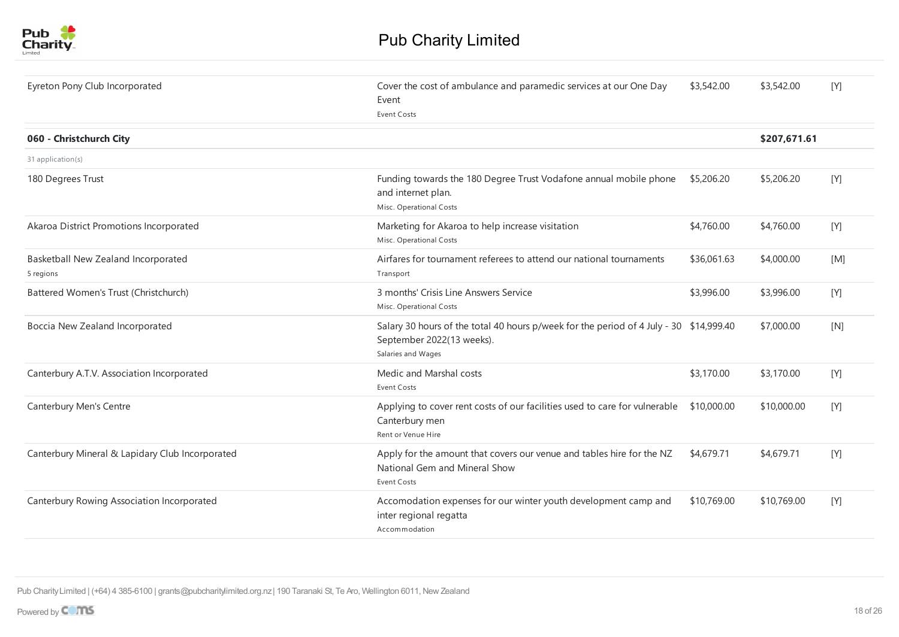# Pub Charity Limited

| | | | | |
|---|---|---|---|---|
| Eyreton Pony Club Incorporated | Cover the cost of ambulance and paramedic services at our One Day Event<br>Event Costs | $3,542.00 | $3,542.00 | [Y] |
| **060 - Christchurch City** | | | **$207,671.61** | |
| 31 application(s) | | | | |
| 180 Degrees Trust | Funding towards the 180 Degree Trust Vodafone annual mobile phone and internet plan.<br>Misc. Operational Costs | $5,206.20 | $5,206.20 | [Y] |
| Akaroa District Promotions Incorporated | Marketing for Akaroa to help increase visitation<br>Misc. Operational Costs | $4,760.00 | $4,760.00 | [Y] |
| Basketball New Zealand Incorporated<br>5 regions | Airfares for tournament referees to attend our national tournaments<br>Transport | $36,061.63 | $4,000.00 | [M] |
| Battered Women's Trust (Christchurch) | 3 months' Crisis Line Answers Service<br>Misc. Operational Costs | $3,996.00 | $3,996.00 | [Y] |
| Boccia New Zealand Incorporated | Salary 30 hours of the total 40 hours p/week for the period of 4 July - 30 September 2022(13 weeks).<br>Salaries and Wages | $14,999.40 | $7,000.00 | [N] |
| Canterbury A.T.V. Association Incorporated | Medic and Marshal costs<br>Event Costs | $3,170.00 | $3,170.00 | [Y] |
| Canterbury Men's Centre | Applying to cover rent costs of our facilities used to care for vulnerable Canterbury men<br>Rent or Venue Hire | $10,000.00 | $10,000.00 | [Y] |
| Canterbury Mineral & Lapidary Club Incorporated | Apply for the amount that covers our venue and tables hire for the NZ National Gem and Mineral Show<br>Event Costs | $4,679.71 | $4,679.71 | [Y] |
| Canterbury Rowing Association Incorporated | Accomodation expenses for our winter youth development camp and inter regional regatta<br>Accommodation | $10,769.00 | $10,769.00 | [Y] |

Pub Charity Limited | (+64) 4 385-6100 | grants@pubcharitylimited.org.nz | 190 Taranaki St, Te Aro, Wellington 6011, New Zealand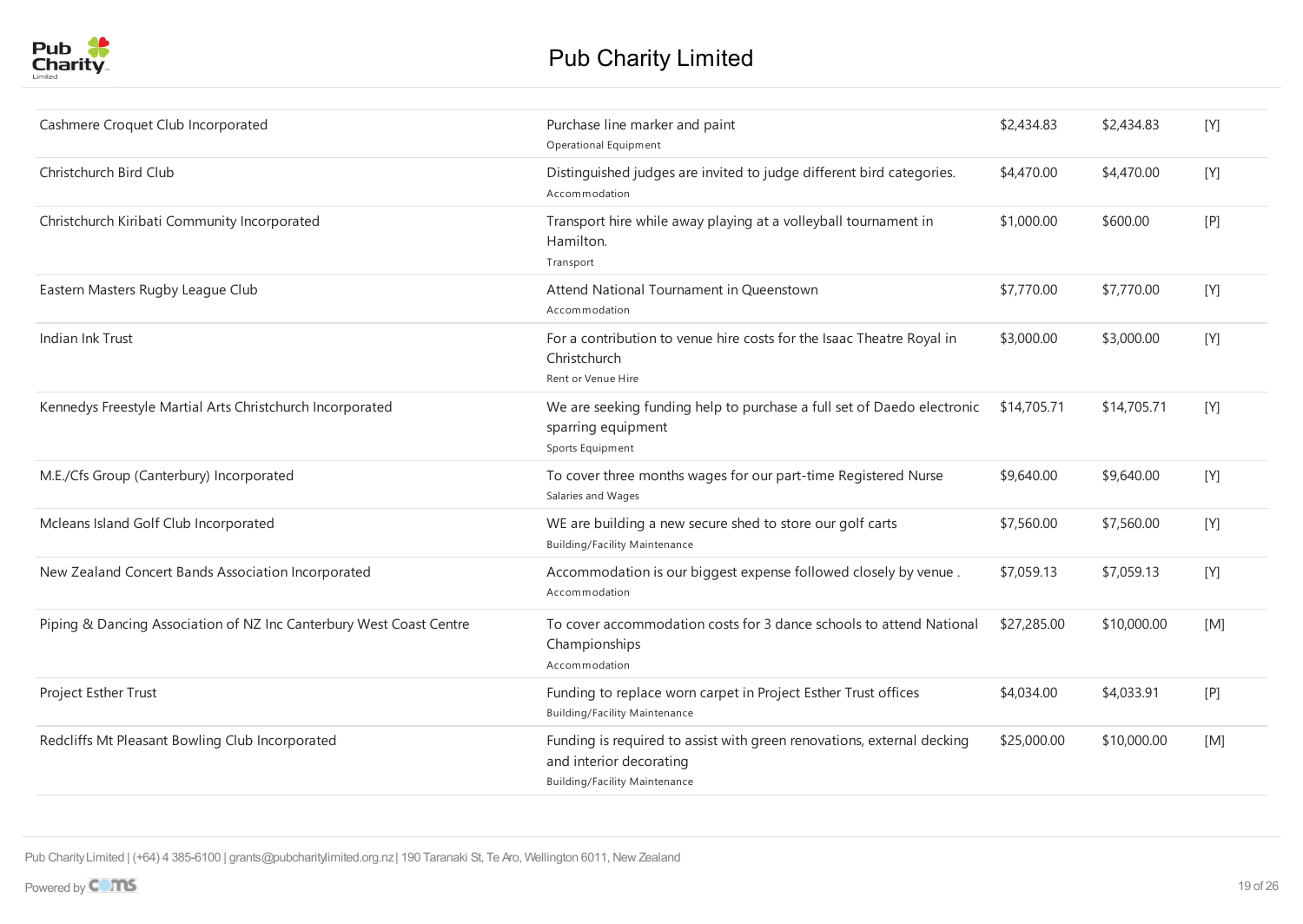| | | | | |
|---|---|---|---|---|
| Cashmere Croquet Club Incorporated | Purchase line marker and paint<br>Operational Equipment | $2,434.83 | $2,434.83 | [Y] |
| Christchurch Bird Club | Distinguished judges are invited to judge different bird categories.<br>Accommodation | $4,470.00 | $4,470.00 | [Y] |
| Christchurch Kiribati Community Incorporated | Transport hire while away playing at a volleyball tournament in Hamilton.<br>Transport | $1,000.00 | $600.00 | [P] |
| Eastern Masters Rugby League Club | Attend National Tournament in Queenstown<br>Accommodation | $7,770.00 | $7,770.00 | [Y] |
| Indian Ink Trust | For a contribution to venue hire costs for the Isaac Theatre Royal in Christchurch<br>Rent or Venue Hire | $3,000.00 | $3,000.00 | [Y] |
| Kennedys Freestyle Martial Arts Christchurch Incorporated | We are seeking funding help to purchase a full set of Daedo electronic sparring equipment<br>Sports Equipment | $14,705.71 | $14,705.71 | [Y] |
| M.E./Cfs Group (Canterbury) Incorporated | To cover three months wages for our part-time Registered Nurse<br>Salaries and Wages | $9,640.00 | $9,640.00 | [Y] |
| Mcleans Island Golf Club Incorporated | WE are building a new secure shed to store our golf carts<br>Building/Facility Maintenance | $7,560.00 | $7,560.00 | [Y] |
| New Zealand Concert Bands Association Incorporated | Accommodation is our biggest expense followed closely by venue .<br>Accommodation | $7,059.13 | $7,059.13 | [Y] |
| Piping & Dancing Association of NZ Inc Canterbury West Coast Centre | To cover accommodation costs for 3 dance schools to attend National Championships<br>Accommodation | $27,285.00 | $10,000.00 | [M] |
| Project Esther Trust | Funding to replace worn carpet in Project Esther Trust offices<br>Building/Facility Maintenance | $4,034.00 | $4,033.91 | [P] |
| Redcliffs Mt Pleasant Bowling Club Incorporated | Funding is required to assist with green renovations, external decking and interior decorating<br>Building/Facility Maintenance | $25,000.00 | $10,000.00 | [M] |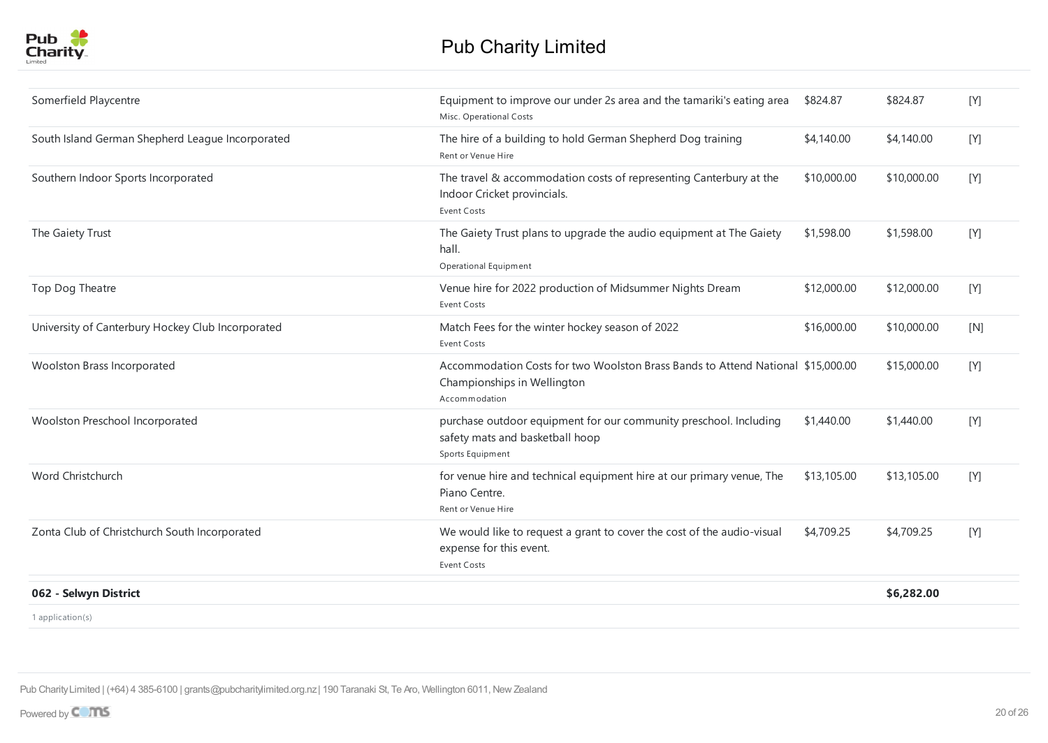| | | | | |
|---|---|---|---|---|
| Somerfield Playcentre | Equipment to improve our under 2s area and the tamariki's eating area<br>Misc. Operational Costs | $824.87 | $824.87 | [Y] |
| South Island German Shepherd League Incorporated | The hire of a building to hold German Shepherd Dog training<br>Rent or Venue Hire | $4,140.00 | $4,140.00 | [Y] |
| Southern Indoor Sports Incorporated | The travel & accommodation costs of representing Canterbury at the Indoor Cricket provincials.<br>Event Costs | $10,000.00 | $10,000.00 | [Y] |
| The Gaiety Trust | The Gaiety Trust plans to upgrade the audio equipment at The Gaiety hall.<br>Operational Equipment | $1,598.00 | $1,598.00 | [Y] |
| Top Dog Theatre | Venue hire for 2022 production of Midsummer Nights Dream<br>Event Costs | $12,000.00 | $12,000.00 | [Y] |
| University of Canterbury Hockey Club Incorporated | Match Fees for the winter hockey season of 2022<br>Event Costs | $16,000.00 | $10,000.00 | [N] |
| Woolston Brass Incorporated | Accommodation Costs for two Woolston Brass Bands to Attend National Championships in Wellington<br>Accommodation | $15,000.00 | $15,000.00 | [Y] |
| Woolston Preschool Incorporated | purchase outdoor equipment for our community preschool. Including safety mats and basketball hoop<br>Sports Equipment | $1,440.00 | $1,440.00 | [Y] |
| Word Christchurch | for venue hire and technical equipment hire at our primary venue, The Piano Centre.<br>Rent or Venue Hire | $13,105.00 | $13,105.00 | [Y] |
| Zonta Club of Christchurch South Incorporated | We would like to request a grant to cover the cost of the audio-visual expense for this event.<br>Event Costs | $4,709.25 | $4,709.25 | [Y] |
| **062 - Selwyn District** | | | **$6,282.00** | |
| 1 application(s) | | | | |

Pub Charity Limited | (+64) 4 385-6100 | grants@pubcharitylimited.org.nz | 190 Taranaki St, Te Aro, Wellington 6011, New Zealand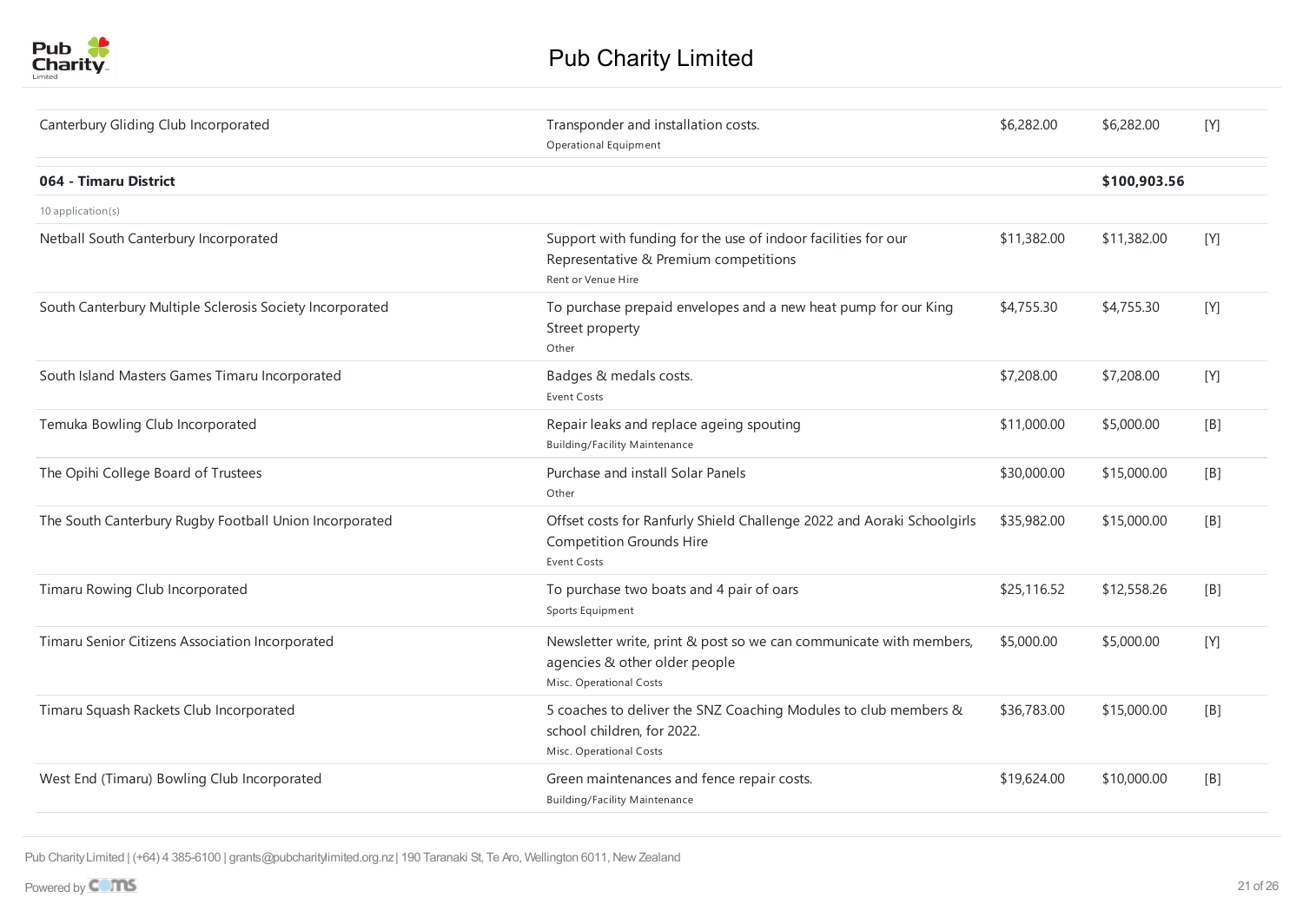| | | | | |
|---|---|---|---|---|
| Canterbury Gliding Club Incorporated | Transponder and installation costs.<br>Operational Equipment | $6,282.00 | $6,282.00 | [Y] |
| **064 - Timaru District** | | | **$100,903.56** | |
| 10 application(s) | | | | |
| Netball South Canterbury Incorporated | Support with funding for the use of indoor facilities for our Representative & Premium competitions<br>Rent or Venue Hire | $11,382.00 | $11,382.00 | [Y] |
| South Canterbury Multiple Sclerosis Society Incorporated | To purchase prepaid envelopes and a new heat pump for our King Street property<br>Other | $4,755.30 | $4,755.30 | [Y] |
| South Island Masters Games Timaru Incorporated | Badges & medals costs.<br>Event Costs | $7,208.00 | $7,208.00 | [Y] |
| Temuka Bowling Club Incorporated | Repair leaks and replace ageing spouting<br>Building/Facility Maintenance | $11,000.00 | $5,000.00 | [B] |
| The Opihi College Board of Trustees | Purchase and install Solar Panels<br>Other | $30,000.00 | $15,000.00 | [B] |
| The South Canterbury Rugby Football Union Incorporated | Offset costs for Ranfurly Shield Challenge 2022 and Aoraki Schoolgirls Competition Grounds Hire<br>Event Costs | $35,982.00 | $15,000.00 | [B] |
| Timaru Rowing Club Incorporated | To purchase two boats and 4 pair of oars<br>Sports Equipment | $25,116.52 | $12,558.26 | [B] |
| Timaru Senior Citizens Association Incorporated | Newsletter write, print & post so we can communicate with members, agencies & other older people<br>Misc. Operational Costs | $5,000.00 | $5,000.00 | [Y] |
| Timaru Squash Rackets Club Incorporated | 5 coaches to deliver the SNZ Coaching Modules to club members & school children, for 2022.<br>Misc. Operational Costs | $36,783.00 | $15,000.00 | [B] |
| West End (Timaru) Bowling Club Incorporated | Green maintenances and fence repair costs.<br>Building/Facility Maintenance | $19,624.00 | $10,000.00 | [B] |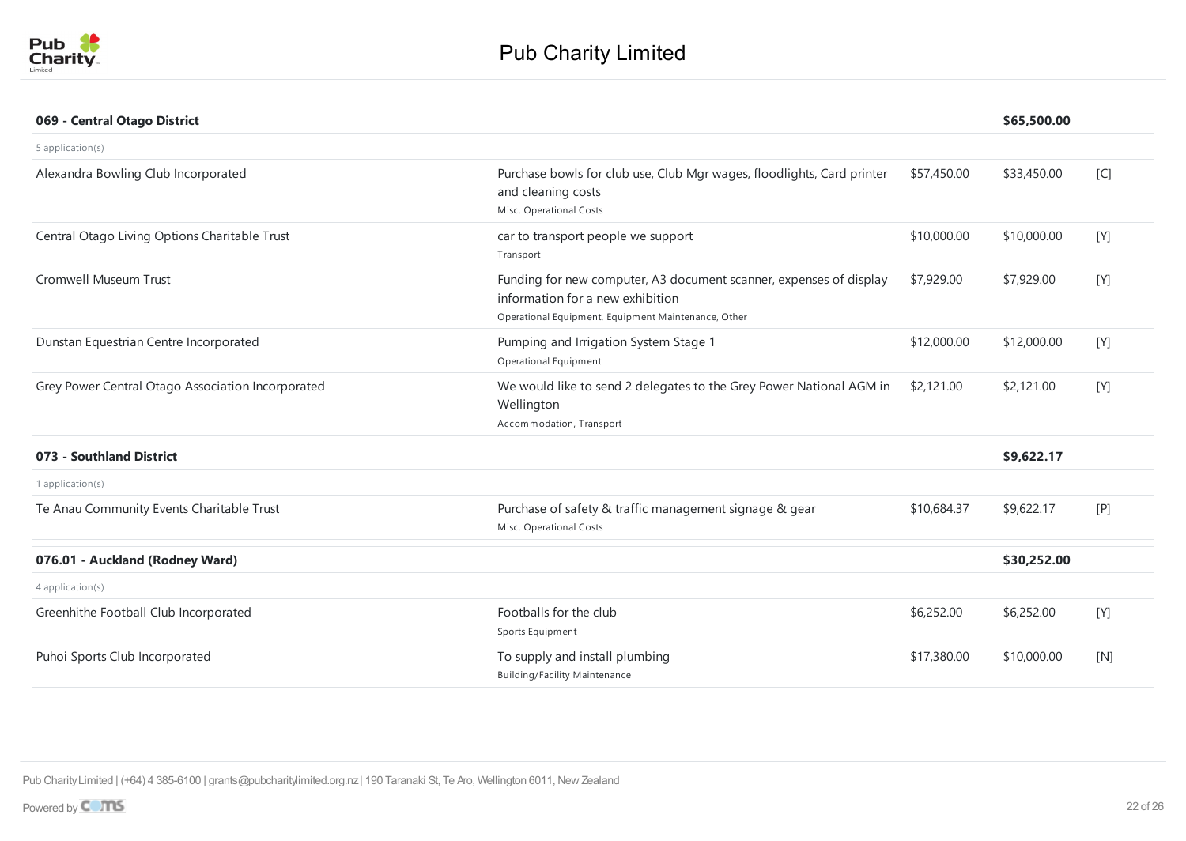# Pub Charity Limited

| Organisation | Purpose | Requested | Granted | Status |
|---|---|---|---|---|
| **069 - Central Otago District** | | | **$65,500.00** | |
| 5 application(s) | | | | |
| Alexandra Bowling Club Incorporated | Purchase bowls for club use, Club Mgr wages, floodlights, Card printer and cleaning costs<br>Misc. Operational Costs | $57,450.00 | $33,450.00 | [C] |
| Central Otago Living Options Charitable Trust | car to transport people we support<br>Transport | $10,000.00 | $10,000.00 | [Y] |
| Cromwell Museum Trust | Funding for new computer, A3 document scanner, expenses of display information for a new exhibition<br>Operational Equipment, Equipment Maintenance, Other | $7,929.00 | $7,929.00 | [Y] |
| Dunstan Equestrian Centre Incorporated | Pumping and Irrigation System Stage 1<br>Operational Equipment | $12,000.00 | $12,000.00 | [Y] |
| Grey Power Central Otago Association Incorporated | We would like to send 2 delegates to the Grey Power National AGM in Wellington<br>Accommodation, Transport | $2,121.00 | $2,121.00 | [Y] |
| **073 - Southland District** | | | **$9,622.17** | |
| 1 application(s) | | | | |
| Te Anau Community Events Charitable Trust | Purchase of safety & traffic management signage & gear<br>Misc. Operational Costs | $10,684.37 | $9,622.17 | [P] |
| **076.01 - Auckland (Rodney Ward)** | | | **$30,252.00** | |
| 4 application(s) | | | | |
| Greenhithe Football Club Incorporated | Footballs for the club<br>Sports Equipment | $6,252.00 | $6,252.00 | [Y] |
| Puhoi Sports Club Incorporated | To supply and install plumbing<br>Building/Facility Maintenance | $17,380.00 | $10,000.00 | [N] |

Pub Charity Limited | (+64) 4 385-6100 | grants@pubcharitylimited.org.nz | 190 Taranaki St, Te Aro, Wellington 6011, New Zealand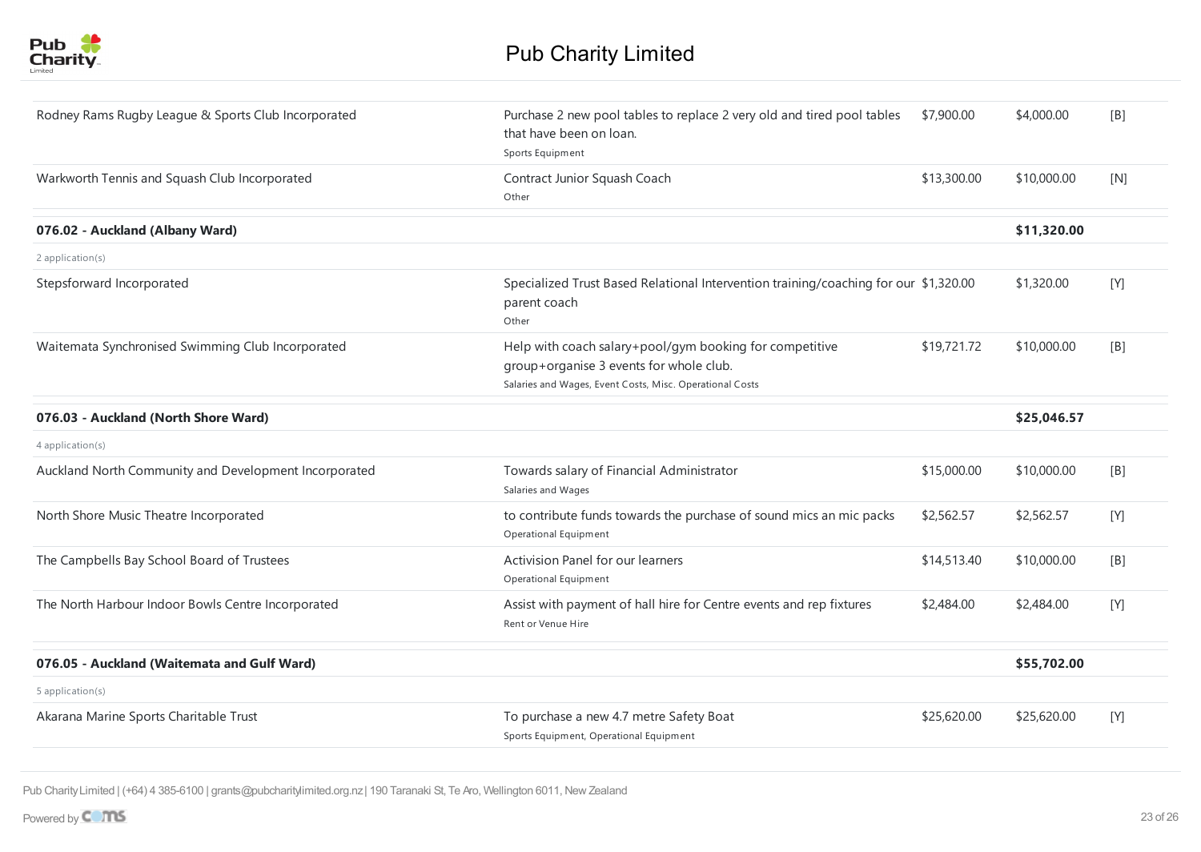| Organisation | Purpose | Requested | Amount | Status |
|---|---|---|---|---|
| Rodney Rams Rugby League & Sports Club Incorporated | Purchase 2 new pool tables to replace 2 very old and tired pool tables that have been on loan.<br>Sports Equipment | $7,900.00 | $4,000.00 | [B] |
| Warkworth Tennis and Squash Club Incorporated | Contract Junior Squash Coach<br>Other | $13,300.00 | $10,000.00 | [N] |
| **076.02 - Auckland (Albany Ward)** | | | **$11,320.00** | |
| 2 application(s) | | | | |
| Stepsforward Incorporated | Specialized Trust Based Relational Intervention training/coaching for our parent coach<br>Other | $1,320.00 | $1,320.00 | [Y] |
| Waitemata Synchronised Swimming Club Incorporated | Help with coach salary+pool/gym booking for competitive group+organise 3 events for whole club.<br>Salaries and Wages, Event Costs, Misc. Operational Costs | $19,721.72 | $10,000.00 | [B] |
| **076.03 - Auckland (North Shore Ward)** | | | **$25,046.57** | |
| 4 application(s) | | | | |
| Auckland North Community and Development Incorporated | Towards salary of Financial Administrator<br>Salaries and Wages | $15,000.00 | $10,000.00 | [B] |
| North Shore Music Theatre Incorporated | to contribute funds towards the purchase of sound mics an mic packs<br>Operational Equipment | $2,562.57 | $2,562.57 | [Y] |
| The Campbells Bay School Board of Trustees | Activision Panel for our learners<br>Operational Equipment | $14,513.40 | $10,000.00 | [B] |
| The North Harbour Indoor Bowls Centre Incorporated | Assist with payment of hall hire for Centre events and rep fixtures<br>Rent or Venue Hire | $2,484.00 | $2,484.00 | [Y] |
| **076.05 - Auckland (Waitemata and Gulf Ward)** | | | **$55,702.00** | |
| 5 application(s) | | | | |
| Akarana Marine Sports Charitable Trust | To purchase a new 4.7 metre Safety Boat<br>Sports Equipment, Operational Equipment | $25,620.00 | $25,620.00 | [Y] |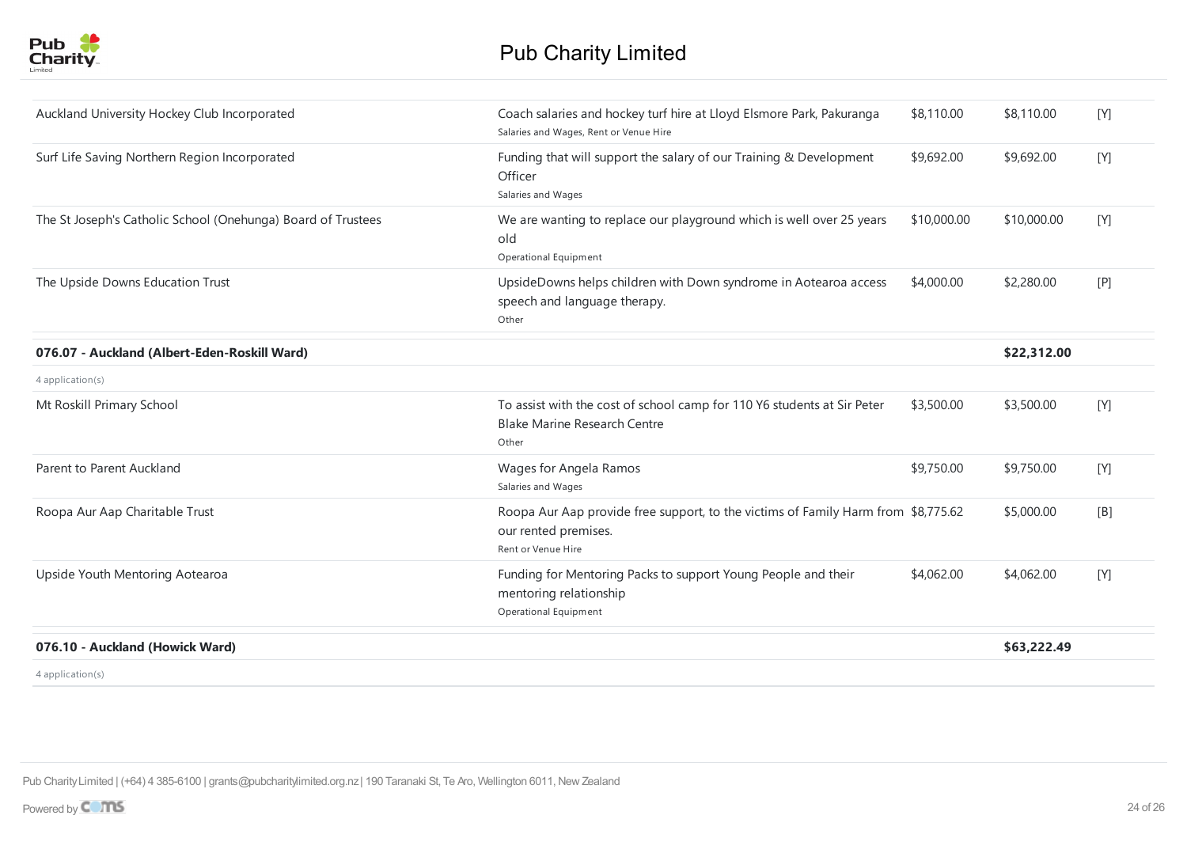| Organisation | Purpose | Requested | Granted | Status |
|---|---|---|---|---|
| Auckland University Hockey Club Incorporated | Coach salaries and hockey turf hire at Lloyd Elsmore Park, Pakuranga<br>Salaries and Wages, Rent or Venue Hire | $8,110.00 | $8,110.00 | [Y] |
| Surf Life Saving Northern Region Incorporated | Funding that will support the salary of our Training & Development Officer<br>Salaries and Wages | $9,692.00 | $9,692.00 | [Y] |
| The St Joseph's Catholic School (Onehunga) Board of Trustees | We are wanting to replace our playground which is well over 25 years old<br>Operational Equipment | $10,000.00 | $10,000.00 | [Y] |
| The Upside Downs Education Trust | UpsideDowns helps children with Down syndrome in Aotearoa access speech and language therapy.<br>Other | $4,000.00 | $2,280.00 | [P] |
| **076.07 - Auckland (Albert-Eden-Roskill Ward)** | | | **$22,312.00** | |
| 4 application(s) | | | | |
| Mt Roskill Primary School | To assist with the cost of school camp for 110 Y6 students at Sir Peter Blake Marine Research Centre<br>Other | $3,500.00 | $3,500.00 | [Y] |
| Parent to Parent Auckland | Wages for Angela Ramos<br>Salaries and Wages | $9,750.00 | $9,750.00 | [Y] |
| Roopa Aur Aap Charitable Trust | Roopa Aur Aap provide free support, to the victims of Family Harm from our rented premises.<br>Rent or Venue Hire | $8,775.62 | $5,000.00 | [B] |
| Upside Youth Mentoring Aotearoa | Funding for Mentoring Packs to support Young People and their mentoring relationship<br>Operational Equipment | $4,062.00 | $4,062.00 | [Y] |
| **076.10 - Auckland (Howick Ward)** | | | **$63,222.49** | |
| 4 application(s) | | | | |

Pub Charity Limited | (+64) 4 385-6100 | grants@pubcharitylimited.org.nz | 190 Taranaki St, Te Aro, Wellington 6011, New Zealand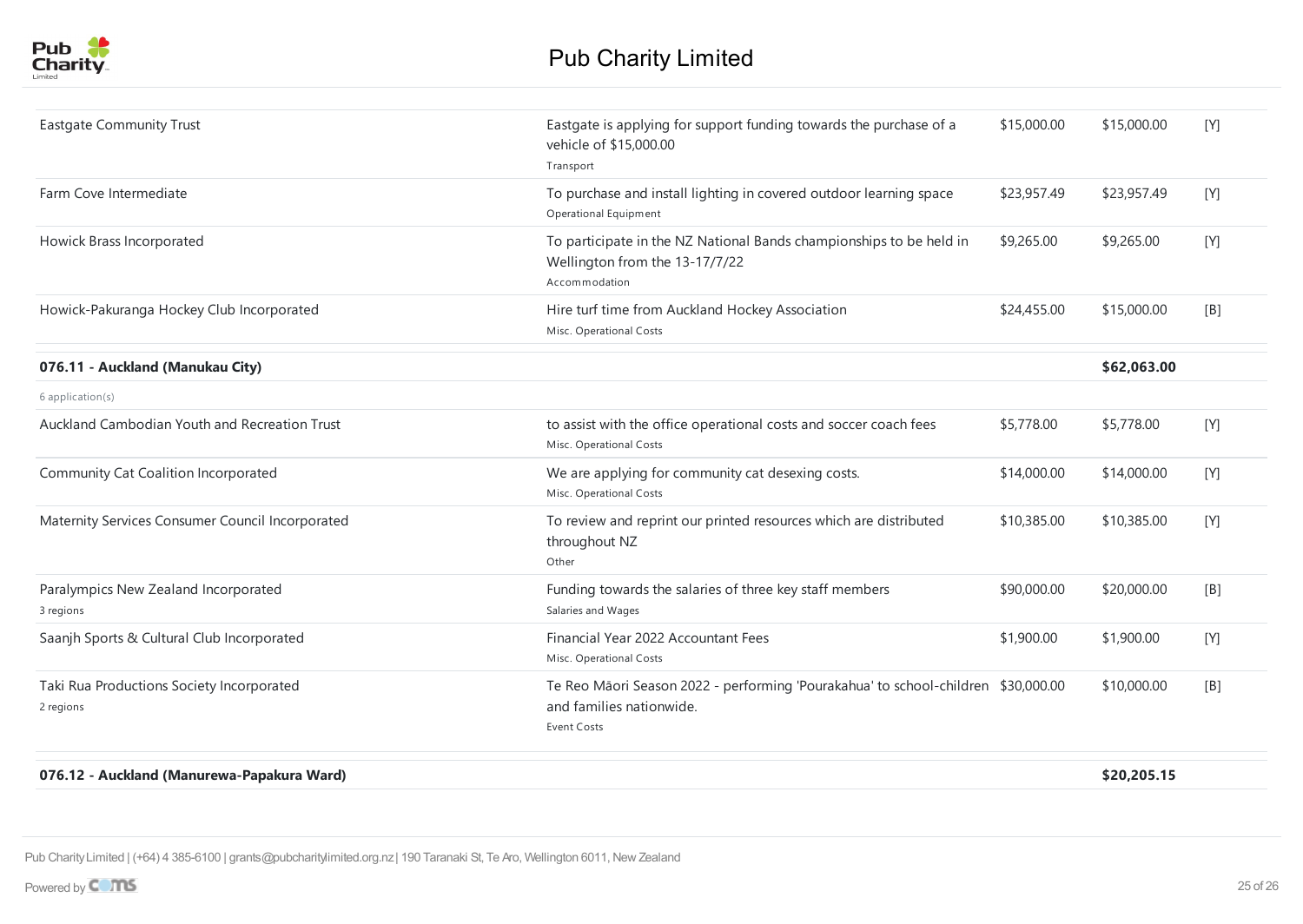# Pub Charity Limited

| Organisation | Purpose | Requested | Granted | Status |
|---|---|---|---|---|
| Eastgate Community Trust | Eastgate is applying for support funding towards the purchase of a vehicle of $15,000.00<br>Transport | $15,000.00 | $15,000.00 | [Y] |
| Farm Cove Intermediate | To purchase and install lighting in covered outdoor learning space<br>Operational Equipment | $23,957.49 | $23,957.49 | [Y] |
| Howick Brass Incorporated | To participate in the NZ National Bands championships to be held in Wellington from the 13-17/7/22<br>Accommodation | $9,265.00 | $9,265.00 | [Y] |
| Howick-Pakuranga Hockey Club Incorporated | Hire turf time from Auckland Hockey Association<br>Misc. Operational Costs | $24,455.00 | $15,000.00 | [B] |
| **076.11 - Auckland (Manukau City)** | | | **$62,063.00** | |
| 6 application(s) | | | | |
| Auckland Cambodian Youth and Recreation Trust | to assist with the office operational costs and soccer coach fees<br>Misc. Operational Costs | $5,778.00 | $5,778.00 | [Y] |
| Community Cat Coalition Incorporated | We are applying for community cat desexing costs.<br>Misc. Operational Costs | $14,000.00 | $14,000.00 | [Y] |
| Maternity Services Consumer Council Incorporated | To review and reprint our printed resources which are distributed throughout NZ<br>Other | $10,385.00 | $10,385.00 | [Y] |
| Paralympics New Zealand Incorporated<br>3 regions | Funding towards the salaries of three key staff members<br>Salaries and Wages | $90,000.00 | $20,000.00 | [B] |
| Saanjh Sports & Cultural Club Incorporated | Financial Year 2022 Accountant Fees<br>Misc. Operational Costs | $1,900.00 | $1,900.00 | [Y] |
| Taki Rua Productions Society Incorporated<br>2 regions | Te Reo Māori Season 2022 - performing 'Pourakahua' to school-children and families nationwide.<br>Event Costs | $30,000.00 | $10,000.00 | [B] |
| **076.12 - Auckland (Manurewa-Papakura Ward)** | | | **$20,205.15** | |

Pub Charity Limited | (+64) 4 385-6100 | grants@pubcharitylimited.org.nz | 190 Taranaki St, Te Aro, Wellington 6011, New Zealand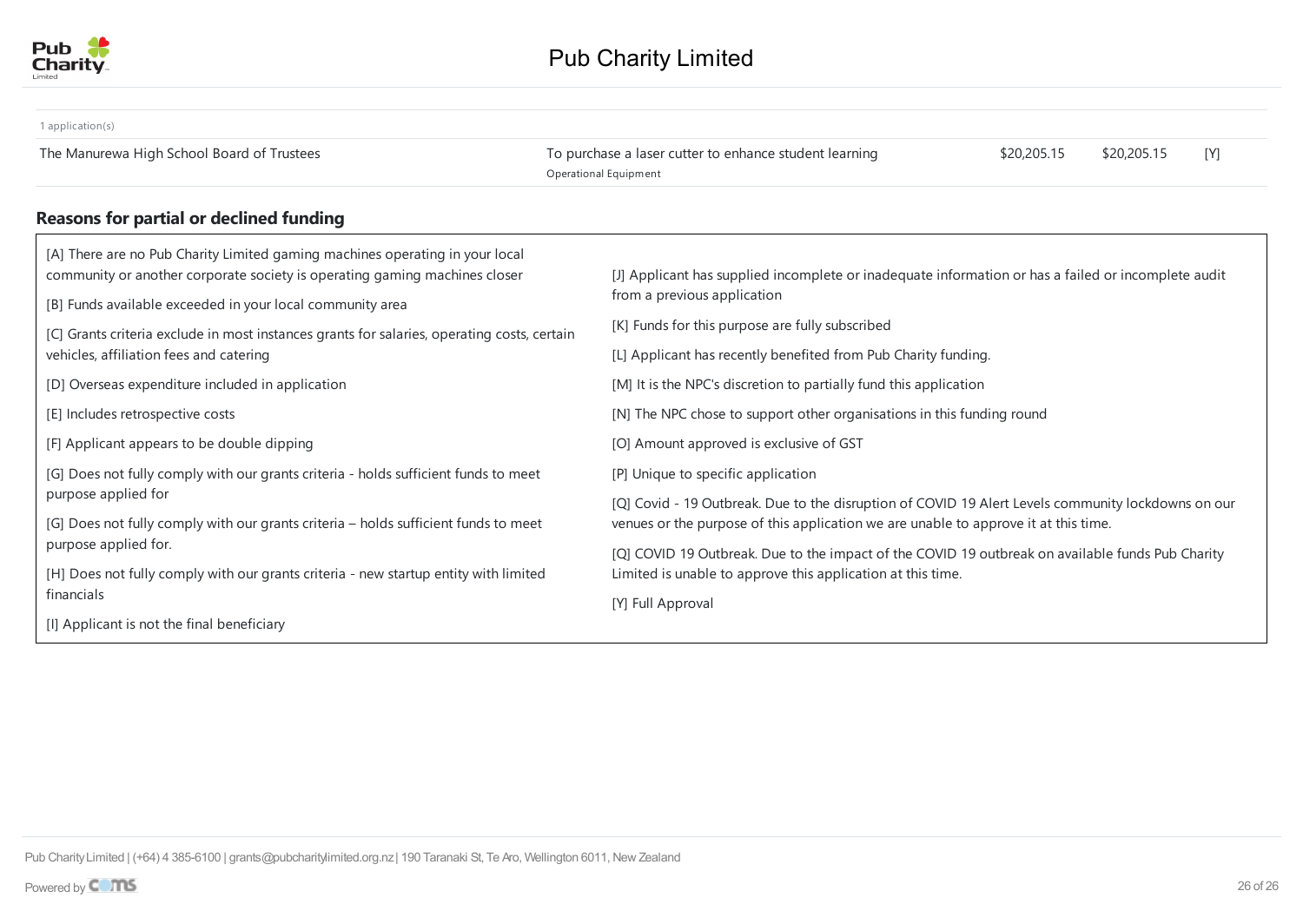# Pub Charity Limited

1 application(s)

| | | | | |
|---|---|---|---|---|
| The Manurewa High School Board of Trustees | To purchase a laser cutter to enhance student learning<br>Operational Equipment | $20,205.15 | $20,205.15 | [Y] |

## Reasons for partial or declined funding

[A] There are no Pub Charity Limited gaming machines operating in your local community or another corporate society is operating gaming machines closer

[B] Funds available exceeded in your local community area

[C] Grants criteria exclude in most instances grants for salaries, operating costs, certain vehicles, affiliation fees and catering

[D] Overseas expenditure included in application

[E] Includes retrospective costs

[F] Applicant appears to be double dipping

[G] Does not fully comply with our grants criteria - holds sufficient funds to meet purpose applied for

[G] Does not fully comply with our grants criteria – holds sufficient funds to meet purpose applied for.

[H] Does not fully comply with our grants criteria - new startup entity with limited financials

[I] Applicant is not the final beneficiary

[J] Applicant has supplied incomplete or inadequate information or has a failed or incomplete audit from a previous application

[K] Funds for this purpose are fully subscribed

[L] Applicant has recently benefited from Pub Charity funding.

[M] It is the NPC's discretion to partially fund this application

[N] The NPC chose to support other organisations in this funding round

[O] Amount approved is exclusive of GST

[P] Unique to specific application

[Q] Covid - 19 Outbreak. Due to the disruption of COVID 19 Alert Levels community lockdowns on our venues or the purpose of this application we are unable to approve it at this time.

[Q] COVID 19 Outbreak. Due to the impact of the COVID 19 outbreak on available funds Pub Charity Limited is unable to approve this application at this time.

[Y] Full Approval

Pub Charity Limited | (+64) 4 385-6100 | grants@pubcharitylimited.org.nz | 190 Taranaki St, Te Aro, Wellington 6011, New Zealand